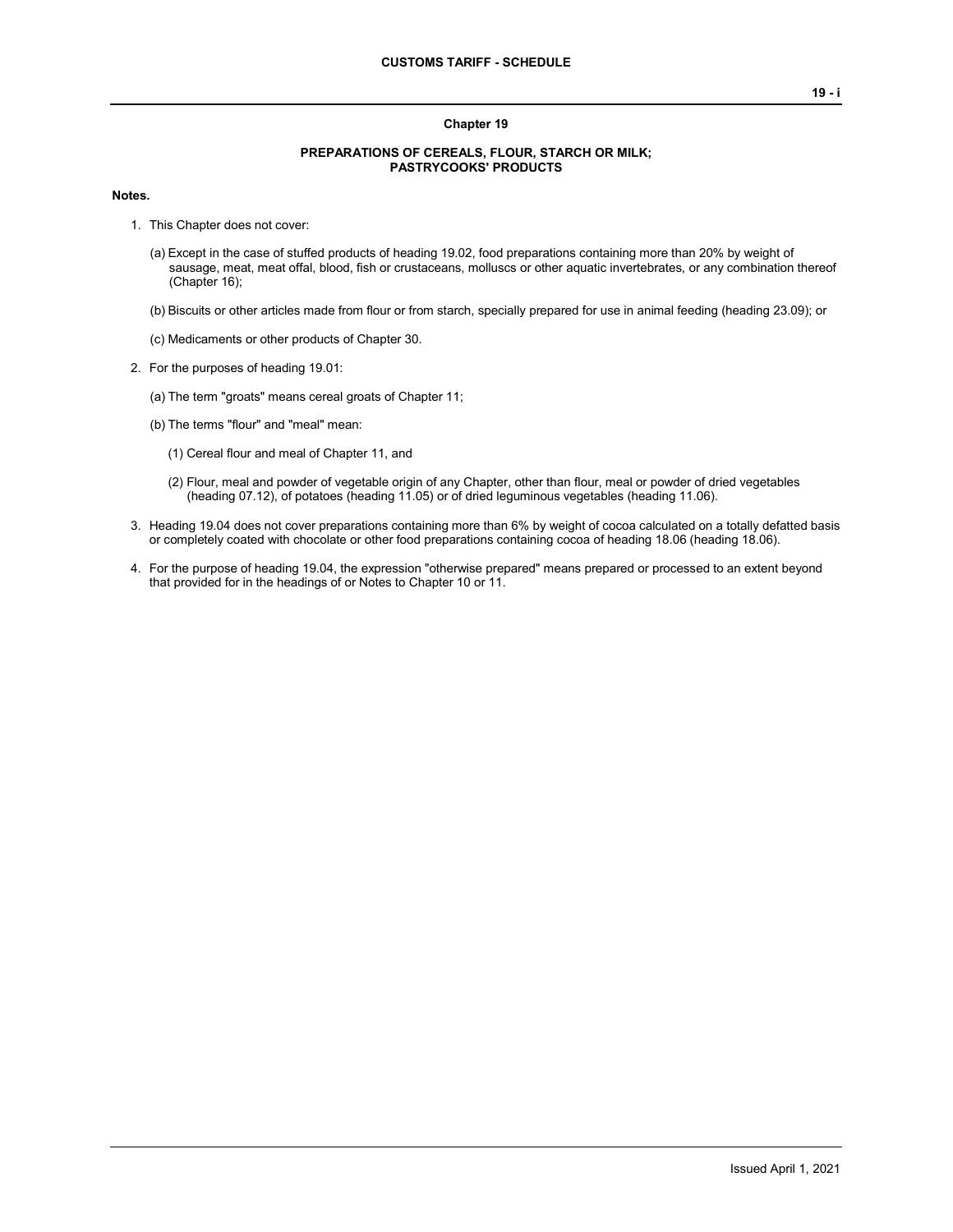## Chapter 19

### PREPARATIONS OF CEREALS, FLOUR, STARCH OR MILK; PASTRYCOOKS' PRODUCTS

**Notes.**

1. This Chapter does not cover:

   (a) Except in the case of stuffed products of heading 19.02, food preparations containing more than 20% by weight of sausage, meat, meat offal, blood, fish or crustaceans, molluscs or other aquatic invertebrates, or any combination thereof (Chapter 16);

   (b) Biscuits or other articles made from flour or from starch, specially prepared for use in animal feeding (heading 23.09); or

   (c) Medicaments or other products of Chapter 30.

2. For the purposes of heading 19.01:

   (a) The term "groats" means cereal groats of Chapter 11;

   (b) The terms "flour" and "meal" mean:

      (1) Cereal flour and meal of Chapter 11, and

      (2) Flour, meal and powder of vegetable origin of any Chapter, other than flour, meal or powder of dried vegetables (heading 07.12), of potatoes (heading 11.05) or of dried leguminous vegetables (heading 11.06).

3. Heading 19.04 does not cover preparations containing more than 6% by weight of cocoa calculated on a totally defatted basis or completely coated with chocolate or other food preparations containing cocoa of heading 18.06 (heading 18.06).

4. For the purpose of heading 19.04, the expression "otherwise prepared" means prepared or processed to an extent beyond that provided for in the headings of or Notes to Chapter 10 or 11.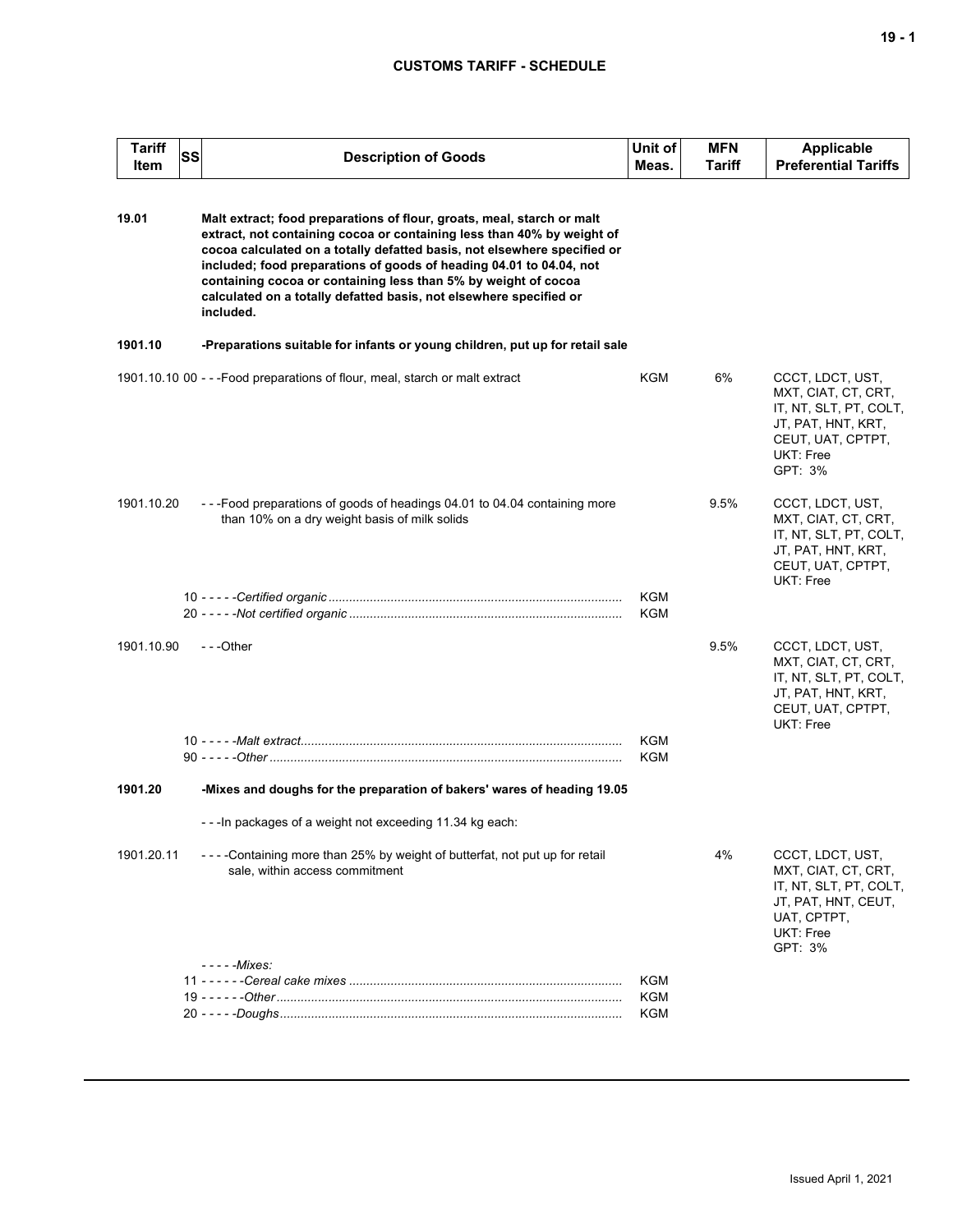| Tariff Item | SS | Description of Goods | Unit of Meas. | MFN Tariff | Applicable Preferential Tariffs |
|---|---|---|---|---|---|
| **19.01** | | **Malt extract; food preparations of flour, groats, meal, starch or malt extract, not containing cocoa or containing less than 40% by weight of cocoa calculated on a totally defatted basis, not elsewhere specified or included; food preparations of goods of heading 04.01 to 04.04, not containing cocoa or containing less than 5% by weight of cocoa calculated on a totally defatted basis, not elsewhere specified or included.** | | | |
| **1901.10** | | **-Preparations suitable for infants or young children, put up for retail sale** | | | |
| 1901.10.10 | 00 | - - -Food preparations of flour, meal, starch or malt extract | KGM | 6% | CCCT, LDCT, UST, MXT, CIAT, CT, CRT, IT, NT, SLT, PT, COLT, JT, PAT, HNT, KRT, CEUT, UAT, CPTPT, UKT: Free<br>GPT: 3% |
| 1901.10.20 | | - - -Food preparations of goods of headings 04.01 to 04.04 containing more than 10% on a dry weight basis of milk solids | | 9.5% | CCCT, LDCT, UST, MXT, CIAT, CT, CRT, IT, NT, SLT, PT, COLT, JT, PAT, HNT, KRT, CEUT, UAT, CPTPT, UKT: Free |
| | 10 | - - - - -*Certified organic* | KGM | | |
| | 20 | - - - - -*Not certified organic* | KGM | | |
| 1901.10.90 | | - - -Other | | 9.5% | CCCT, LDCT, UST, MXT, CIAT, CT, CRT, IT, NT, SLT, PT, COLT, JT, PAT, HNT, KRT, CEUT, UAT, CPTPT, UKT: Free |
| | 10 | - - - - -*Malt extract* | KGM | | |
| | 90 | - - - - -*Other* | KGM | | |
| **1901.20** | | **-Mixes and doughs for the preparation of bakers' wares of heading 19.05** | | | |
| | | - - -In packages of a weight not exceeding 11.34 kg each: | | | |
| 1901.20.11 | | - - - -Containing more than 25% by weight of butterfat, not put up for retail sale, within access commitment | | 4% | CCCT, LDCT, UST, MXT, CIAT, CT, CRT, IT, NT, SLT, PT, COLT, JT, PAT, HNT, CEUT, UAT, CPTPT, UKT: Free<br>GPT: 3% |
| | | - - - - -*Mixes:* | | | |
| | 11 | - - - - - -*Cereal cake mixes* | KGM | | |
| | 19 | - - - - - -*Other* | KGM | | |
| | 20 | - - - - -*Doughs* | KGM | | |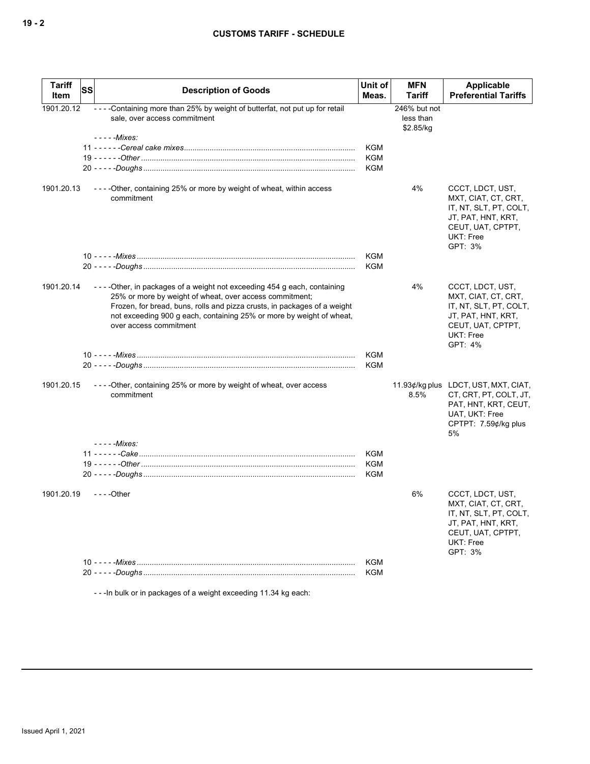## CUSTOMS TARIFF - SCHEDULE

| Tariff Item | SS | Description of Goods | Unit of Meas. | MFN Tariff | Applicable Preferential Tariffs |
|---|---|---|---|---|---|
| 1901.20.12 | | - - - -Containing more than 25% by weight of butterfat, not put up for retail sale, over access commitment | | 246% but not less than $2.85/kg | |
| | | - - - - -*Mixes:* | | | |
| | | 11 - - - - - -*Cereal cake mixes* | KGM | | |
| | | 19 - - - - - -*Other* | KGM | | |
| | | 20 - - - - -*Doughs* | KGM | | |
| 1901.20.13 | | - - - -Other, containing 25% or more by weight of wheat, within access commitment | | 4% | CCCT, LDCT, UST, MXT, CIAT, CT, CRT, IT, NT, SLT, PT, COLT, JT, PAT, HNT, KRT, CEUT, UAT, CPTPT, UKT: Free<br>GPT: 3% |
| | | 10 - - - - -*Mixes* | KGM | | |
| | | 20 - - - - -*Doughs* | KGM | | |
| 1901.20.14 | | - - - -Other, in packages of a weight not exceeding 454 g each, containing 25% or more by weight of wheat, over access commitment;<br>Frozen, for bread, buns, rolls and pizza crusts, in packages of a weight not exceeding 900 g each, containing 25% or more by weight of wheat, over access commitment | | 4% | CCCT, LDCT, UST, MXT, CIAT, CT, CRT, IT, NT, SLT, PT, COLT, JT, PAT, HNT, KRT, CEUT, UAT, CPTPT, UKT: Free<br>GPT: 4% |
| | | 10 - - - - -*Mixes* | KGM | | |
| | | 20 - - - - -*Doughs* | KGM | | |
| 1901.20.15 | | - - - -Other, containing 25% or more by weight of wheat, over access commitment | | 11.93¢/kg plus 8.5% | LDCT, UST, MXT, CIAT, CT, CRT, PT, COLT, JT, PAT, HNT, KRT, CEUT, UAT, UKT: Free<br>CPTPT: 7.59¢/kg plus 5% |
| | | - - - - -*Mixes:* | | | |
| | | 11 - - - - - -*Cake* | KGM | | |
| | | 19 - - - - - -*Other* | KGM | | |
| | | 20 - - - - -*Doughs* | KGM | | |
| 1901.20.19 | | - - - -Other | | 6% | CCCT, LDCT, UST, MXT, CIAT, CT, CRT, IT, NT, SLT, PT, COLT, JT, PAT, HNT, KRT, CEUT, UAT, CPTPT, UKT: Free<br>GPT: 3% |
| | | 10 - - - - -*Mixes* | KGM | | |
| | | 20 - - - - -*Doughs* | KGM | | |
| | | - - -In bulk or in packages of a weight exceeding 11.34 kg each: | | | |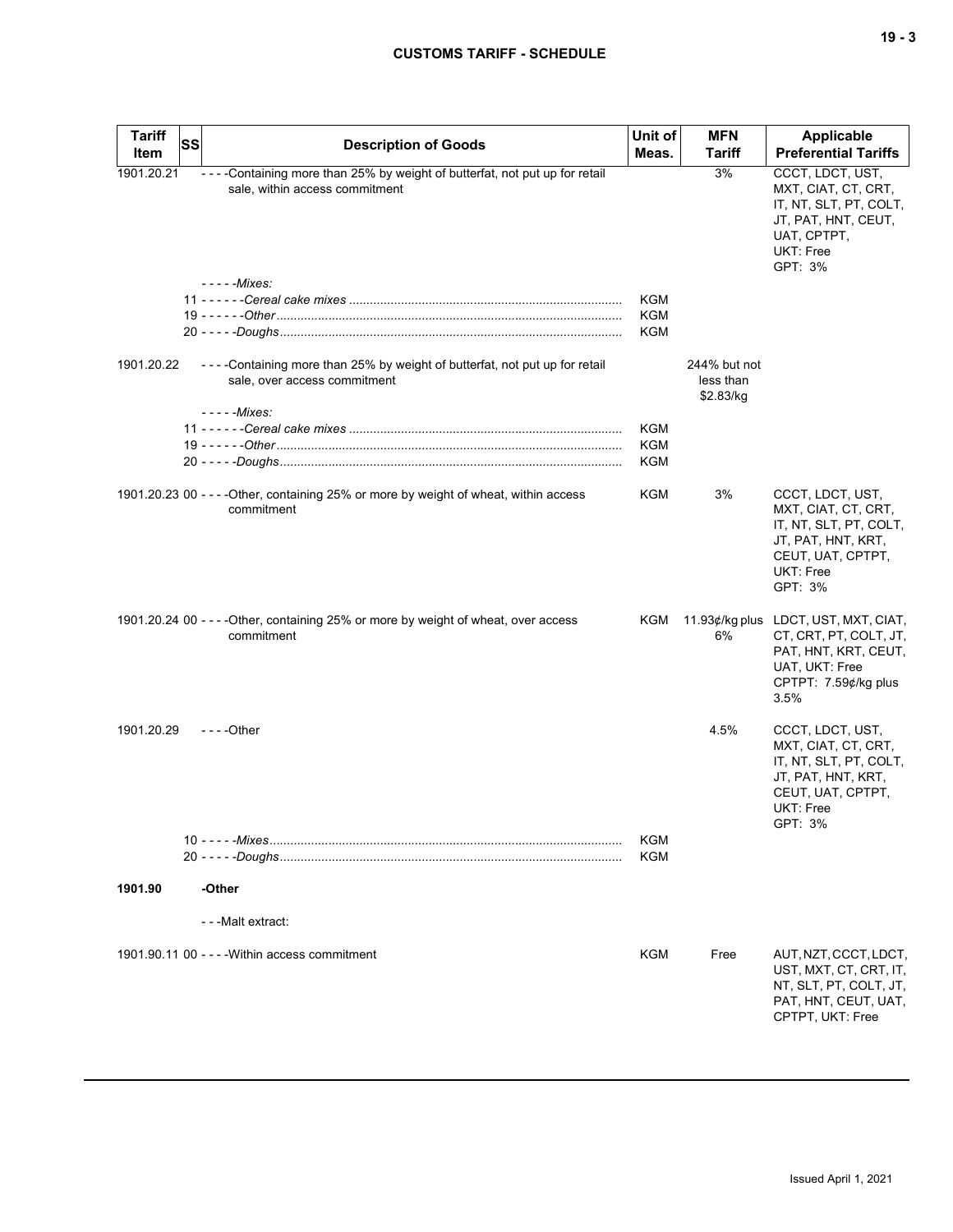| Tariff Item | SS | Description of Goods | Unit of Meas. | MFN Tariff | Applicable Preferential Tariffs |
|---|---|---|---|---|---|
| 1901.20.21 | | - - - -Containing more than 25% by weight of butterfat, not put up for retail sale, within access commitment | | 3% | CCCT, LDCT, UST, MXT, CIAT, CT, CRT, IT, NT, SLT, PT, COLT, JT, PAT, HNT, CEUT, UAT, CPTPT, UKT: Free<br>GPT: 3% |
| | | - - - - -*Mixes:* | | | |
| | | 11 - - - - - -*Cereal cake mixes* | KGM | | |
| | | 19 - - - - - -*Other* | KGM | | |
| | | 20 - - - - -*Doughs* | KGM | | |
| 1901.20.22 | | - - - -Containing more than 25% by weight of butterfat, not put up for retail sale, over access commitment | | 244% but not less than $2.83/kg | |
| | | - - - - -*Mixes:* | | | |
| | | 11 - - - - - -*Cereal cake mixes* | KGM | | |
| | | 19 - - - - - -*Other* | KGM | | |
| | | 20 - - - - -*Doughs* | KGM | | |
| 1901.20.23 | 00 | - - - -Other, containing 25% or more by weight of wheat, within access commitment | KGM | 3% | CCCT, LDCT, UST, MXT, CIAT, CT, CRT, IT, NT, SLT, PT, COLT, JT, PAT, HNT, KRT, CEUT, UAT, CPTPT, UKT: Free<br>GPT: 3% |
| 1901.20.24 | 00 | - - - -Other, containing 25% or more by weight of wheat, over access commitment | KGM | 11.93¢/kg plus 6% | LDCT, UST, MXT, CIAT, CT, CRT, PT, COLT, JT, PAT, HNT, KRT, CEUT, UAT, UKT: Free<br>CPTPT: 7.59¢/kg plus 3.5% |
| 1901.20.29 | | - - - -Other | | 4.5% | CCCT, LDCT, UST, MXT, CIAT, CT, CRT, IT, NT, SLT, PT, COLT, JT, PAT, HNT, KRT, CEUT, UAT, CPTPT, UKT: Free<br>GPT: 3% |
| | | 10 - - - - -*Mixes* | KGM | | |
| | | 20 - - - - -*Doughs* | KGM | | |
| **1901.90** | | **-Other** | | | |
| | | - - -Malt extract: | | | |
| 1901.90.11 | 00 | - - - -Within access commitment | KGM | Free | AUT, NZT, CCCT, LDCT, UST, MXT, CT, CRT, IT, NT, SLT, PT, COLT, JT, PAT, HNT, CEUT, UAT, CPTPT, UKT: Free |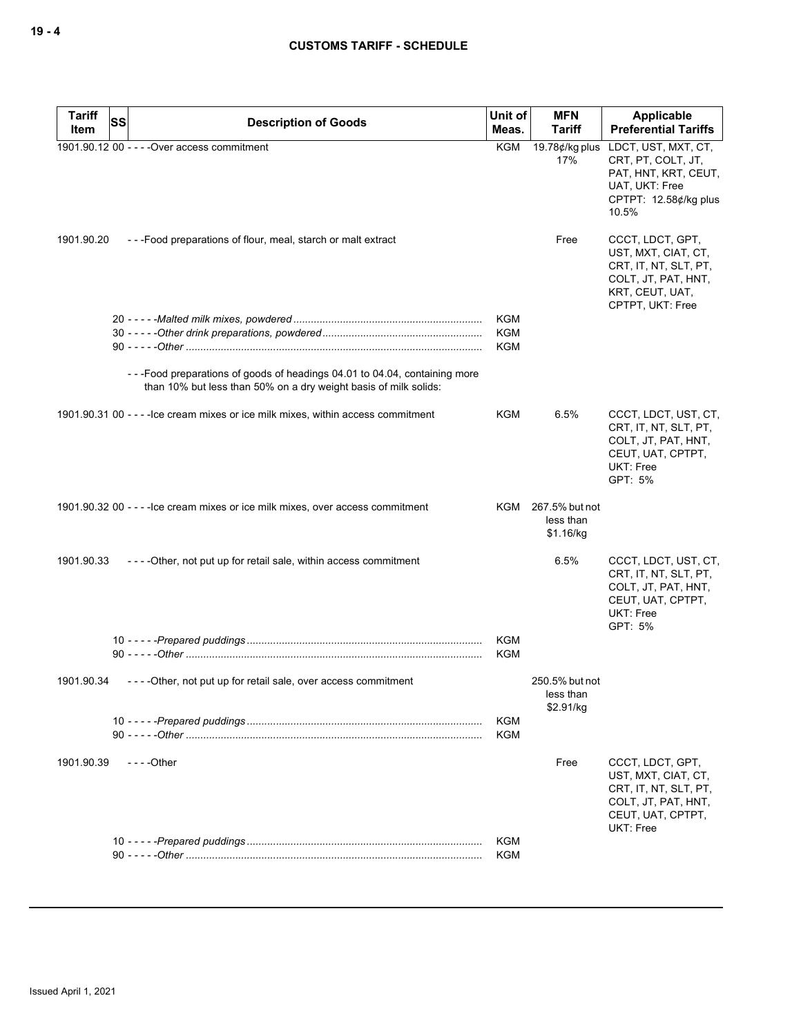| Tariff Item | SS | Description of Goods | Unit of Meas. | MFN Tariff | Applicable Preferential Tariffs |
|---|---|---|---|---|---|
| 1901.90.12 | 00 | - - - -Over access commitment | KGM | 19.78¢/kg plus 17% | LDCT, UST, MXT, CT, CRT, PT, COLT, JT, PAT, HNT, KRT, CEUT, UAT, UKT: Free<br>CPTPT: 12.58¢/kg plus 10.5% |
| 1901.90.20 | | - - -Food preparations of flour, meal, starch or malt extract | | Free | CCCT, LDCT, GPT, UST, MXT, CIAT, CT, CRT, IT, NT, SLT, PT, COLT, JT, PAT, HNT, KRT, CEUT, UAT, CPTPT, UKT: Free |
| | 20 | - - - - -*Malted milk mixes, powdered* | KGM | | |
| | 30 | - - - - -*Other drink preparations, powdered* | KGM | | |
| | 90 | - - - - -*Other* | KGM | | |
| | | - - -Food preparations of goods of headings 04.01 to 04.04, containing more than 10% but less than 50% on a dry weight basis of milk solids: | | | |
| 1901.90.31 | 00 | - - - -Ice cream mixes or ice milk mixes, within access commitment | KGM | 6.5% | CCCT, LDCT, UST, CT, CRT, IT, NT, SLT, PT, COLT, JT, PAT, HNT, CEUT, UAT, CPTPT, UKT: Free<br>GPT: 5% |
| 1901.90.32 | 00 | - - - -Ice cream mixes or ice milk mixes, over access commitment | KGM | 267.5% but not less than $1.16/kg | |
| 1901.90.33 | | - - - -Other, not put up for retail sale, within access commitment | | 6.5% | CCCT, LDCT, UST, CT, CRT, IT, NT, SLT, PT, COLT, JT, PAT, HNT, CEUT, UAT, CPTPT, UKT: Free<br>GPT: 5% |
| | 10 | - - - - -*Prepared puddings* | KGM | | |
| | 90 | - - - - -*Other* | KGM | | |
| 1901.90.34 | | - - - -Other, not put up for retail sale, over access commitment | | 250.5% but not less than $2.91/kg | |
| | 10 | - - - - -*Prepared puddings* | KGM | | |
| | 90 | - - - - -*Other* | KGM | | |
| 1901.90.39 | | - - - -Other | | Free | CCCT, LDCT, GPT, UST, MXT, CIAT, CT, CRT, IT, NT, SLT, PT, COLT, JT, PAT, HNT, CEUT, UAT, CPTPT, UKT: Free |
| | 10 | - - - - -*Prepared puddings* | KGM | | |
| | 90 | - - - - -*Other* | KGM | | |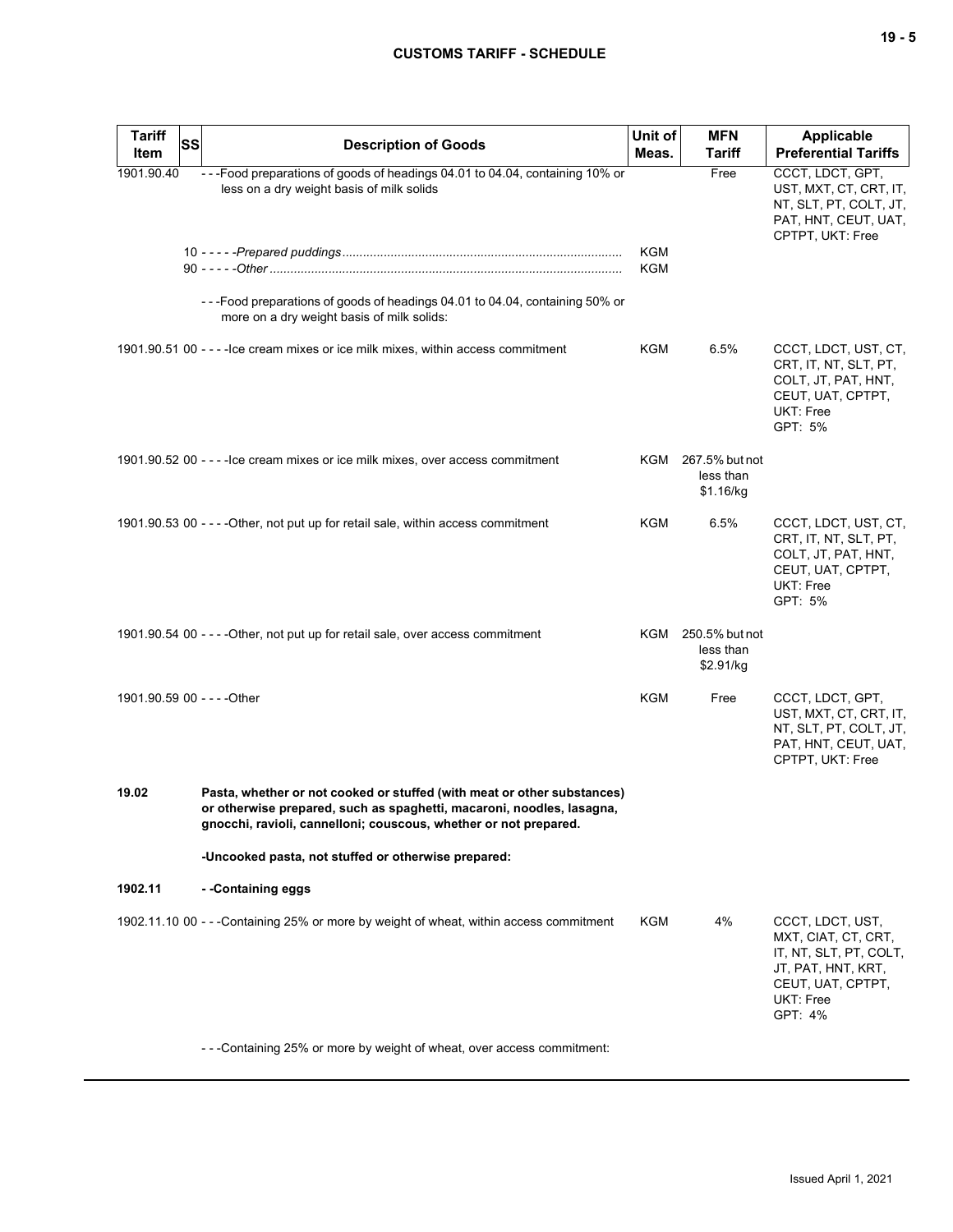| Tariff Item | SS | Description of Goods | Unit of Meas. | MFN Tariff | Applicable Preferential Tariffs |
|---|---|---|---|---|---|
| 1901.90.40 | | - - -Food preparations of goods of headings 04.01 to 04.04, containing 10% or less on a dry weight basis of milk solids | | Free | CCCT, LDCT, GPT, UST, MXT, CT, CRT, IT, NT, SLT, PT, COLT, JT, PAT, HNT, CEUT, UAT, CPTPT, UKT: Free |
| | | 10 - - - - -*Prepared puddings* | KGM | | |
| | | 90 - - - - -*Other* | KGM | | |
| | | - - -Food preparations of goods of headings 04.01 to 04.04, containing 50% or more on a dry weight basis of milk solids: | | | |
| 1901.90.51 | 00 | - - - -Ice cream mixes or ice milk mixes, within access commitment | KGM | 6.5% | CCCT, LDCT, UST, CT, CRT, IT, NT, SLT, PT, COLT, JT, PAT, HNT, CEUT, UAT, CPTPT, UKT: Free<br>GPT: 5% |
| 1901.90.52 | 00 | - - - -Ice cream mixes or ice milk mixes, over access commitment | KGM | 267.5% but not less than $1.16/kg | |
| 1901.90.53 | 00 | - - - -Other, not put up for retail sale, within access commitment | KGM | 6.5% | CCCT, LDCT, UST, CT, CRT, IT, NT, SLT, PT, COLT, JT, PAT, HNT, CEUT, UAT, CPTPT, UKT: Free<br>GPT: 5% |
| 1901.90.54 | 00 | - - - -Other, not put up for retail sale, over access commitment | KGM | 250.5% but not less than $2.91/kg | |
| 1901.90.59 | 00 | - - - -Other | KGM | Free | CCCT, LDCT, GPT, UST, MXT, CT, CRT, IT, NT, SLT, PT, COLT, JT, PAT, HNT, CEUT, UAT, CPTPT, UKT: Free |
| **19.02** | | **Pasta, whether or not cooked or stuffed (with meat or other substances) or otherwise prepared, such as spaghetti, macaroni, noodles, lasagna, gnocchi, ravioli, cannelloni; couscous, whether or not prepared.** | | | |
| | | **-Uncooked pasta, not stuffed or otherwise prepared:** | | | |
| **1902.11** | | **- -Containing eggs** | | | |
| 1902.11.10 | 00 | - - -Containing 25% or more by weight of wheat, within access commitment | KGM | 4% | CCCT, LDCT, UST, MXT, CIAT, CT, CRT, IT, NT, SLT, PT, COLT, JT, PAT, HNT, KRT, CEUT, UAT, CPTPT, UKT: Free<br>GPT: 4% |
| | | - - -Containing 25% or more by weight of wheat, over access commitment: | | | |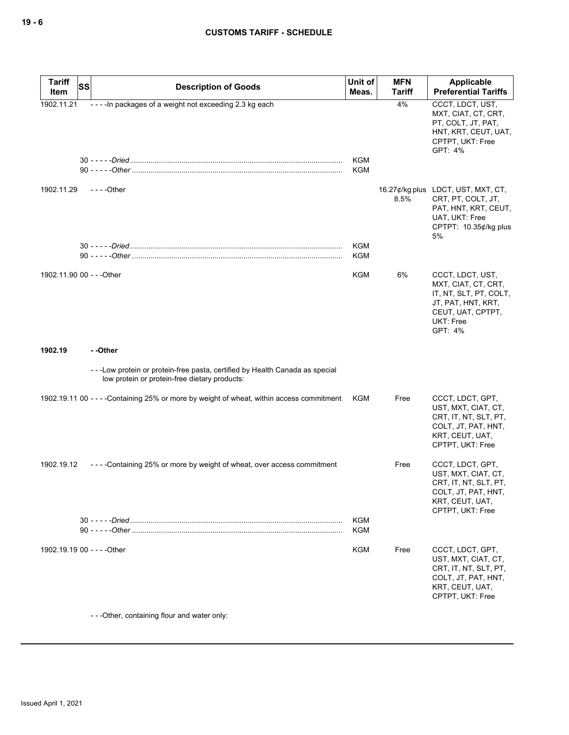| Tariff Item | SS | Description of Goods | Unit of Meas. | MFN Tariff | Applicable Preferential Tariffs |
|---|---|---|---|---|---|
| 1902.11.21 | | - - - -In packages of a weight not exceeding 2.3 kg each | | 4% | CCCT, LDCT, UST, MXT, CIAT, CT, CRT, PT, COLT, JT, PAT, HNT, KRT, CEUT, UAT, CPTPT, UKT: Free<br>GPT: 4% |
| | 30 | - - - - -*Dried* | KGM | | |
| | 90 | - - - - -*Other* | KGM | | |
| 1902.11.29 | | - - - -Other | | 16.27¢/kg plus 8.5% | LDCT, UST, MXT, CT, CRT, PT, COLT, JT, PAT, HNT, KRT, CEUT, UAT, UKT: Free<br>CPTPT: 10.35¢/kg plus 5% |
| | 30 | - - - - -*Dried* | KGM | | |
| | 90 | - - - - -*Other* | KGM | | |
| 1902.11.90 | 00 | - - -Other | KGM | 6% | CCCT, LDCT, UST, MXT, CIAT, CT, CRT, IT, NT, SLT, PT, COLT, JT, PAT, HNT, KRT, CEUT, UAT, CPTPT, UKT: Free<br>GPT: 4% |
| **1902.19** | | **- -Other** | | | |
| | | - - -Low protein or protein-free pasta, certified by Health Canada as special low protein or protein-free dietary products: | | | |
| 1902.19.11 | 00 | - - - -Containing 25% or more by weight of wheat, within access commitment | KGM | Free | CCCT, LDCT, GPT, UST, MXT, CIAT, CT, CRT, IT, NT, SLT, PT, COLT, JT, PAT, HNT, KRT, CEUT, UAT, CPTPT, UKT: Free |
| 1902.19.12 | | - - - -Containing 25% or more by weight of wheat, over access commitment | | Free | CCCT, LDCT, GPT, UST, MXT, CIAT, CT, CRT, IT, NT, SLT, PT, COLT, JT, PAT, HNT, KRT, CEUT, UAT, CPTPT, UKT: Free |
| | 30 | - - - - -*Dried* | KGM | | |
| | 90 | - - - - -*Other* | KGM | | |
| 1902.19.19 | 00 | - - - -Other | KGM | Free | CCCT, LDCT, GPT, UST, MXT, CIAT, CT, CRT, IT, NT, SLT, PT, COLT, JT, PAT, HNT, KRT, CEUT, UAT, CPTPT, UKT: Free |
| | | - - -Other, containing flour and water only: | | | |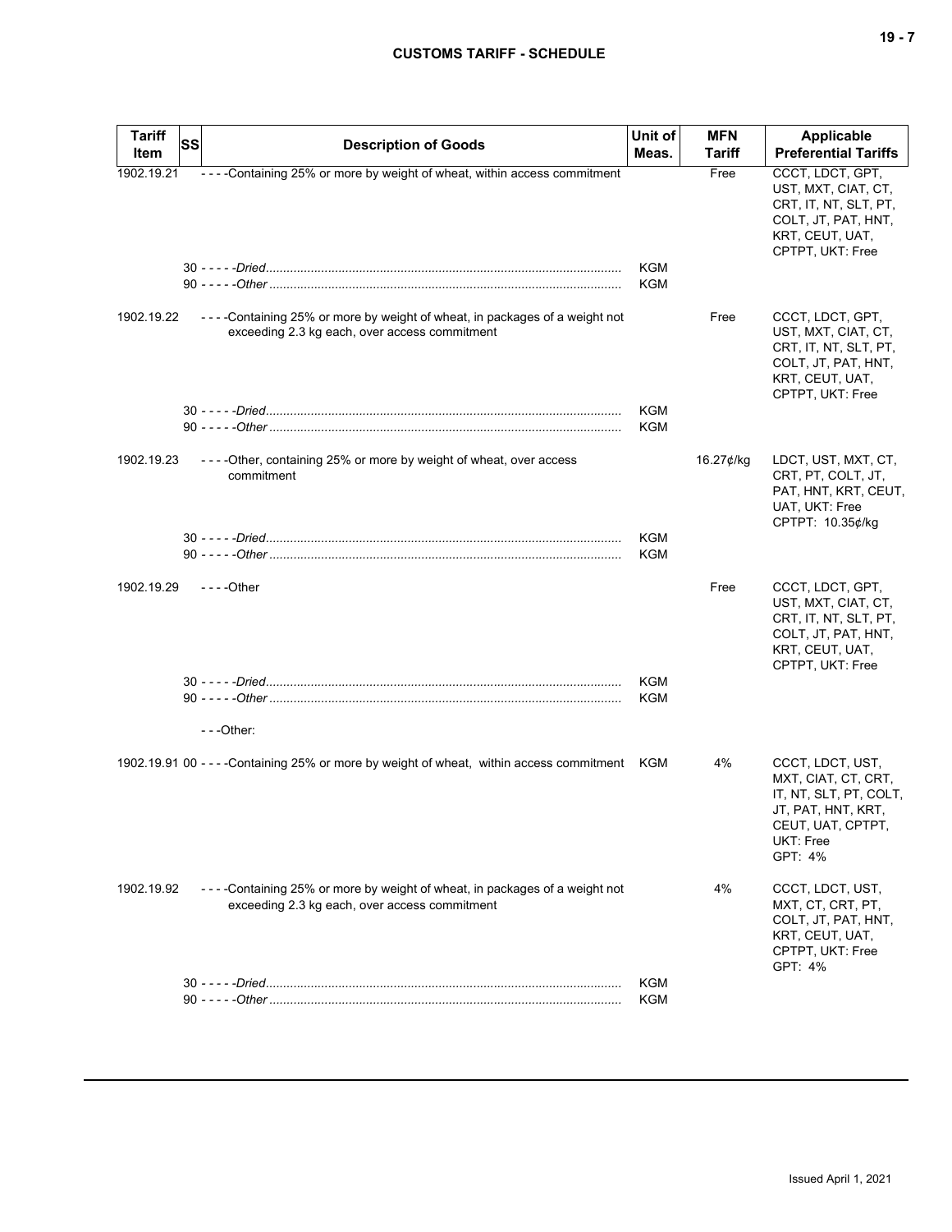| Tariff Item | SS | Description of Goods | Unit of Meas. | MFN Tariff | Applicable Preferential Tariffs |
|---|---|---|---|---|---|
| 1902.19.21 | | - - - -Containing 25% or more by weight of wheat, within access commitment | | Free | CCCT, LDCT, GPT, UST, MXT, CIAT, CT, CRT, IT, NT, SLT, PT, COLT, JT, PAT, HNT, KRT, CEUT, UAT, CPTPT, UKT: Free |
| | 30 | - - - - -*Dried* | KGM | | |
| | 90 | - - - - -*Other* | KGM | | |
| 1902.19.22 | | - - - -Containing 25% or more by weight of wheat, in packages of a weight not exceeding 2.3 kg each, over access commitment | | Free | CCCT, LDCT, GPT, UST, MXT, CIAT, CT, CRT, IT, NT, SLT, PT, COLT, JT, PAT, HNT, KRT, CEUT, UAT, CPTPT, UKT: Free |
| | 30 | - - - - -*Dried* | KGM | | |
| | 90 | - - - - -*Other* | KGM | | |
| 1902.19.23 | | - - - -Other, containing 25% or more by weight of wheat, over access commitment | | 16.27¢/kg | LDCT, UST, MXT, CT, CRT, PT, COLT, JT, PAT, HNT, KRT, CEUT, UAT, UKT: Free<br>CPTPT: 10.35¢/kg |
| | 30 | - - - - -*Dried* | KGM | | |
| | 90 | - - - - -*Other* | KGM | | |
| 1902.19.29 | | - - - -Other | | Free | CCCT, LDCT, GPT, UST, MXT, CIAT, CT, CRT, IT, NT, SLT, PT, COLT, JT, PAT, HNT, KRT, CEUT, UAT, CPTPT, UKT: Free |
| | 30 | - - - - -*Dried* | KGM | | |
| | 90 | - - - - -*Other* | KGM | | |
| | | - - -Other: | | | |
| 1902.19.91 | 00 | - - - -Containing 25% or more by weight of wheat, within access commitment | KGM | 4% | CCCT, LDCT, UST, MXT, CIAT, CT, CRT, IT, NT, SLT, PT, COLT, JT, PAT, HNT, KRT, CEUT, UAT, CPTPT, UKT: Free<br>GPT: 4% |
| 1902.19.92 | | - - - -Containing 25% or more by weight of wheat, in packages of a weight not exceeding 2.3 kg each, over access commitment | | 4% | CCCT, LDCT, UST, MXT, CT, CRT, PT, COLT, JT, PAT, HNT, KRT, CEUT, UAT, CPTPT, UKT: Free<br>GPT: 4% |
| | 30 | - - - - -*Dried* | KGM | | |
| | 90 | - - - - -*Other* | KGM | | |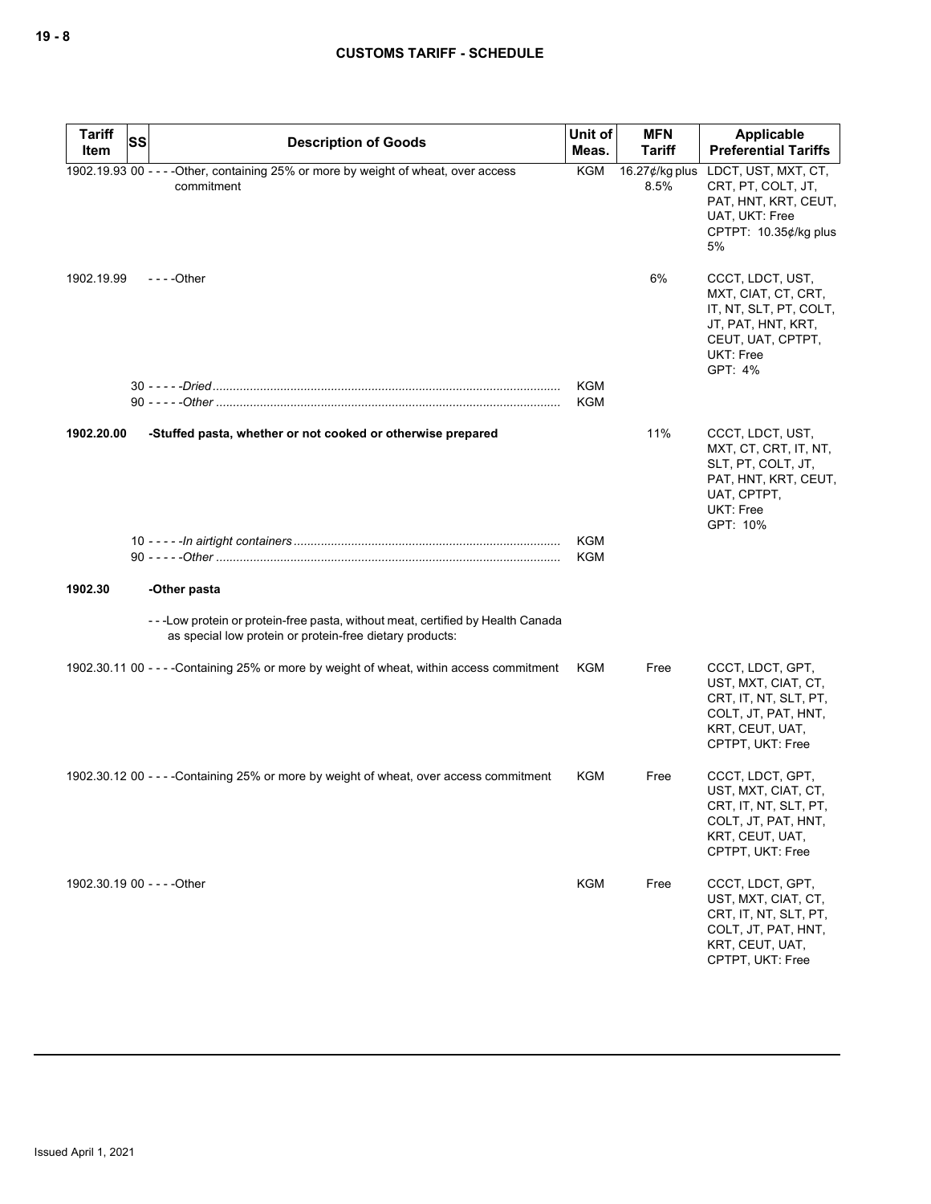| Tariff Item | SS | Description of Goods | Unit of Meas. | MFN Tariff | Applicable Preferential Tariffs |
|---|---|---|---|---|---|
| 1902.19.93 | 00 | - - - -Other, containing 25% or more by weight of wheat, over access commitment | KGM | 16.27¢/kg plus 8.5% | LDCT, UST, MXT, CT, CRT, PT, COLT, JT, PAT, HNT, KRT, CEUT, UAT, UKT: Free<br>CPTPT: 10.35¢/kg plus 5% |
| 1902.19.99 | | - - - -Other | | 6% | CCCT, LDCT, UST, MXT, CIAT, CT, CRT, IT, NT, SLT, PT, COLT, JT, PAT, HNT, KRT, CEUT, UAT, CPTPT, UKT: Free<br>GPT: 4% |
| | 30 | - - - - -*Dried* | KGM | | |
| | 90 | - - - - -*Other* | KGM | | |
| **1902.20.00** | | **-Stuffed pasta, whether or not cooked or otherwise prepared** | | 11% | CCCT, LDCT, UST, MXT, CT, CRT, IT, NT, SLT, PT, COLT, JT, PAT, HNT, KRT, CEUT, UAT, CPTPT, UKT: Free<br>GPT: 10% |
| | 10 | - - - - -*In airtight containers* | KGM | | |
| | 90 | - - - - -*Other* | KGM | | |
| **1902.30** | | **-Other pasta** | | | |
| | | - - -Low protein or protein-free pasta, without meat, certified by Health Canada as special low protein or protein-free dietary products: | | | |
| 1902.30.11 | 00 | - - - -Containing 25% or more by weight of wheat, within access commitment | KGM | Free | CCCT, LDCT, GPT, UST, MXT, CIAT, CT, CRT, IT, NT, SLT, PT, COLT, JT, PAT, HNT, KRT, CEUT, UAT, CPTPT, UKT: Free |
| 1902.30.12 | 00 | - - - -Containing 25% or more by weight of wheat, over access commitment | KGM | Free | CCCT, LDCT, GPT, UST, MXT, CIAT, CT, CRT, IT, NT, SLT, PT, COLT, JT, PAT, HNT, KRT, CEUT, UAT, CPTPT, UKT: Free |
| 1902.30.19 | 00 | - - - -Other | KGM | Free | CCCT, LDCT, GPT, UST, MXT, CIAT, CT, CRT, IT, NT, SLT, PT, COLT, JT, PAT, HNT, KRT, CEUT, UAT, CPTPT, UKT: Free |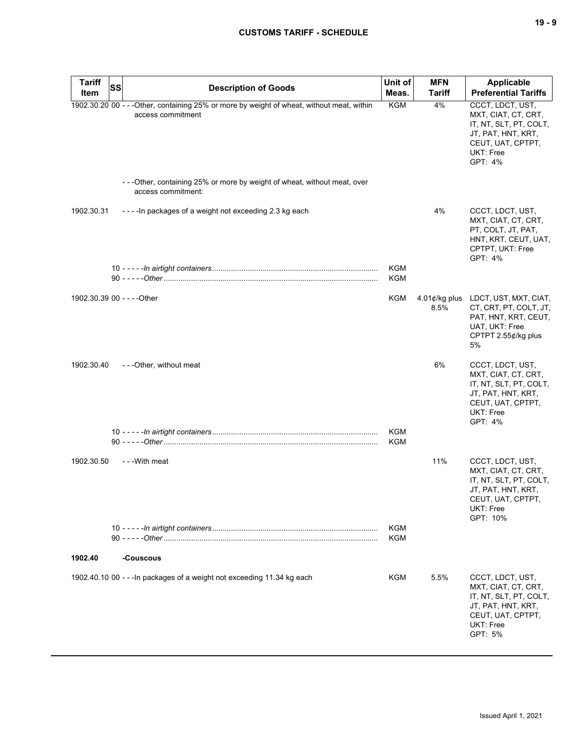| Tariff Item | SS | Description of Goods | Unit of Meas. | MFN Tariff | Applicable Preferential Tariffs |
|---|---|---|---|---|---|
| 1902.30.20 | 00 | - - -Other, containing 25% or more by weight of wheat, without meat, within access commitment | KGM | 4% | CCCT, LDCT, UST, MXT, CIAT, CT, CRT, IT, NT, SLT, PT, COLT, JT, PAT, HNT, KRT, CEUT, UAT, CPTPT, UKT: Free<br>GPT: 4% |
| | | - - -Other, containing 25% or more by weight of wheat, without meat, over access commitment: | | | |
| 1902.30.31 | | - - - -In packages of a weight not exceeding 2.3 kg each | | 4% | CCCT, LDCT, UST, MXT, CIAT, CT, CRT, PT, COLT, JT, PAT, HNT, KRT, CEUT, UAT, CPTPT, UKT: Free<br>GPT: 4% |
| | 10 | - - - - -*In airtight containers* | KGM | | |
| | 90 | - - - - -*Other* | KGM | | |
| 1902.30.39 | 00 | - - - -Other | KGM | 4.01¢/kg plus 8.5% | LDCT, UST, MXT, CIAT, CT, CRT, PT, COLT, JT, PAT, HNT, KRT, CEUT, UAT, UKT: Free<br>CPTPT 2.55¢/kg plus 5% |
| 1902.30.40 | | - - -Other, without meat | | 6% | CCCT, LDCT, UST, MXT, CIAT, CT, CRT, IT, NT, SLT, PT, COLT, JT, PAT, HNT, KRT, CEUT, UAT, CPTPT, UKT: Free<br>GPT: 4% |
| | 10 | - - - - -*In airtight containers* | KGM | | |
| | 90 | - - - - -*Other* | KGM | | |
| 1902.30.50 | | - - -With meat | | 11% | CCCT, LDCT, UST, MXT, CIAT, CT, CRT, IT, NT, SLT, PT, COLT, JT, PAT, HNT, KRT, CEUT, UAT, CPTPT, UKT: Free<br>GPT: 10% |
| | 10 | - - - - -*In airtight containers* | KGM | | |
| | 90 | - - - - -*Other* | KGM | | |
| **1902.40** | | **-Couscous** | | | |
| 1902.40.10 | 00 | - - -In packages of a weight not exceeding 11.34 kg each | KGM | 5.5% | CCCT, LDCT, UST, MXT, CIAT, CT, CRT, IT, NT, SLT, PT, COLT, JT, PAT, HNT, KRT, CEUT, UAT, CPTPT, UKT: Free<br>GPT: 5% |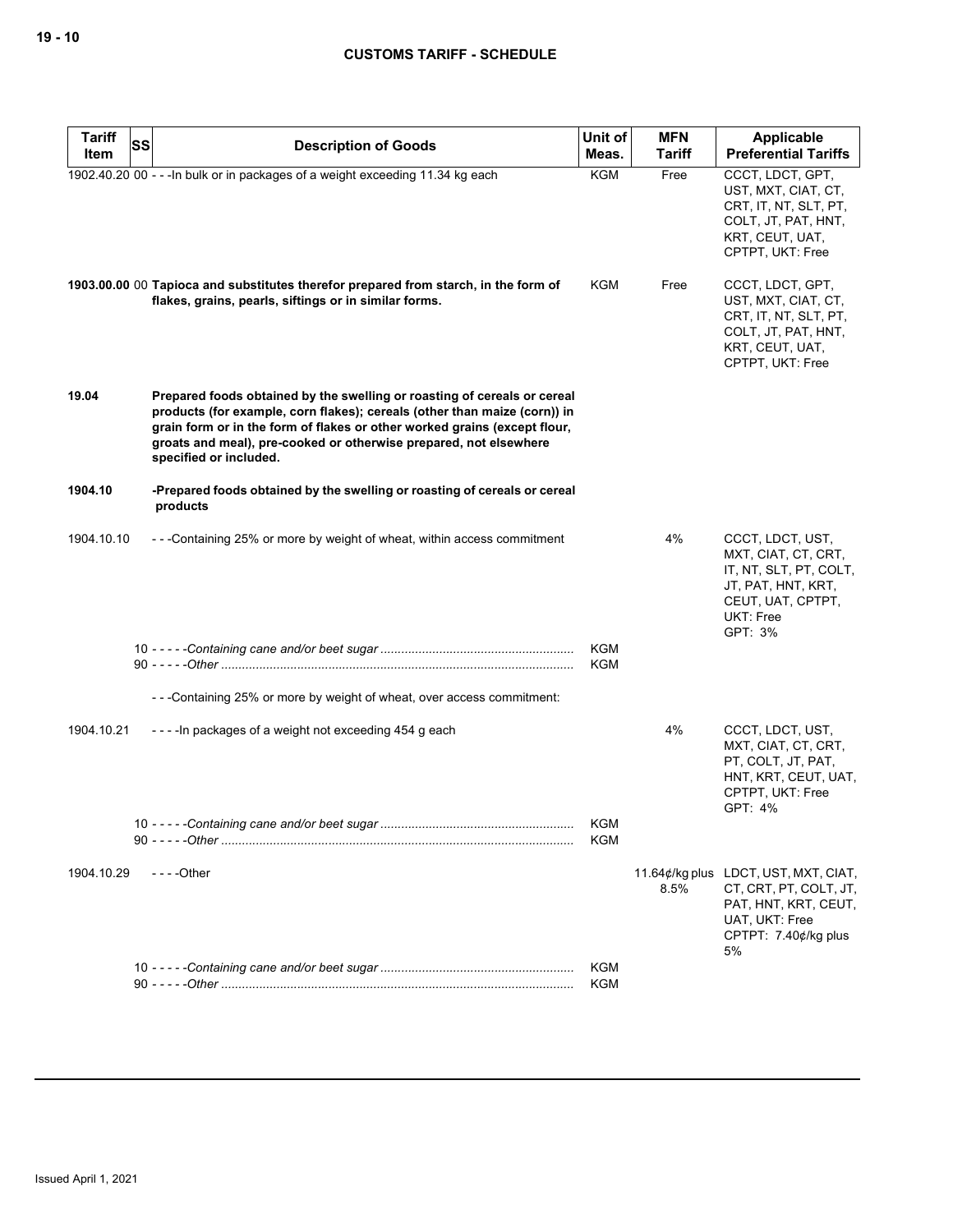| Tariff Item | SS | Description of Goods | Unit of Meas. | MFN Tariff | Applicable Preferential Tariffs |
|---|---|---|---|---|---|
| 1902.40.20 | 00 | - - -In bulk or in packages of a weight exceeding 11.34 kg each | KGM | Free | CCCT, LDCT, GPT, UST, MXT, CIAT, CT, CRT, IT, NT, SLT, PT, COLT, JT, PAT, HNT, KRT, CEUT, UAT, CPTPT, UKT: Free |
| 1903.00.00 | 00 | **Tapioca and substitutes therefor prepared from starch, in the form of flakes, grains, pearls, siftings or in similar forms.** | KGM | Free | CCCT, LDCT, GPT, UST, MXT, CIAT, CT, CRT, IT, NT, SLT, PT, COLT, JT, PAT, HNT, KRT, CEUT, UAT, CPTPT, UKT: Free |
| 19.04 | | **Prepared foods obtained by the swelling or roasting of cereals or cereal products (for example, corn flakes); cereals (other than maize (corn)) in grain form or in the form of flakes or other worked grains (except flour, groats and meal), pre-cooked or otherwise prepared, not elsewhere specified or included.** | | | |
| 1904.10 | | **-Prepared foods obtained by the swelling or roasting of cereals or cereal products** | | | |
| 1904.10.10 | | - - -Containing 25% or more by weight of wheat, within access commitment | | 4% | CCCT, LDCT, UST, MXT, CIAT, CT, CRT, IT, NT, SLT, PT, COLT, JT, PAT, HNT, KRT, CEUT, UAT, CPTPT, UKT: Free<br>GPT: 3% |
| | 10 | - - - - -*Containing cane and/or beet sugar* | KGM | | |
| | 90 | - - - - -*Other* | KGM | | |
| | | - - -Containing 25% or more by weight of wheat, over access commitment: | | | |
| 1904.10.21 | | - - - -In packages of a weight not exceeding 454 g each | | 4% | CCCT, LDCT, UST, MXT, CIAT, CT, CRT, PT, COLT, JT, PAT, HNT, KRT, CEUT, UAT, CPTPT, UKT: Free<br>GPT: 4% |
| | 10 | - - - - -*Containing cane and/or beet sugar* | KGM | | |
| | 90 | - - - - -*Other* | KGM | | |
| 1904.10.29 | | - - - -Other | | 11.64¢/kg plus 8.5% | LDCT, UST, MXT, CIAT, CT, CRT, PT, COLT, JT, PAT, HNT, KRT, CEUT, UAT, UKT: Free<br>CPTPT: 7.40¢/kg plus 5% |
| | 10 | - - - - -*Containing cane and/or beet sugar* | KGM | | |
| | 90 | - - - - -*Other* | KGM | | |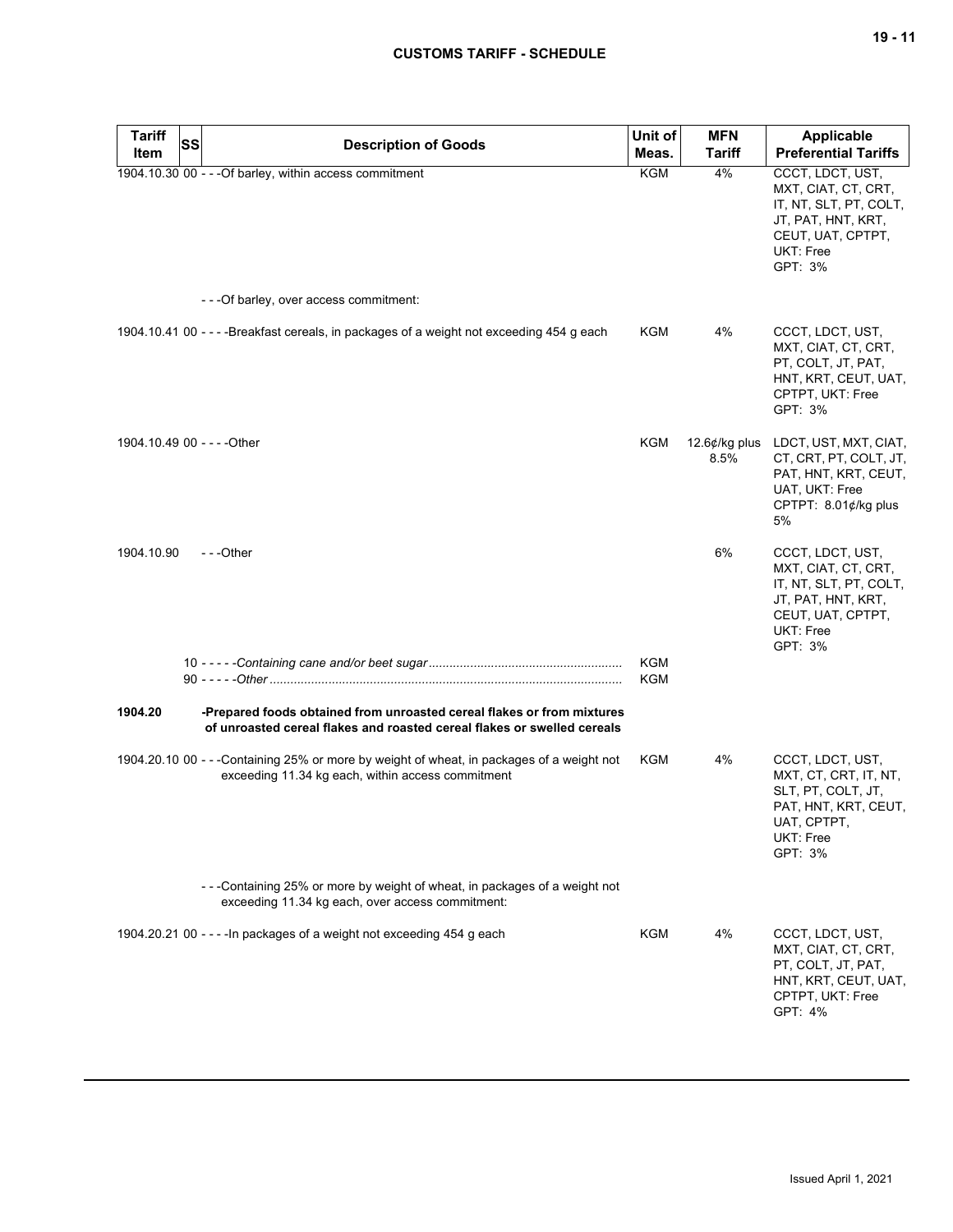| Tariff Item | SS | Description of Goods | Unit of Meas. | MFN Tariff | Applicable Preferential Tariffs |
|---|---|---|---|---|---|
| 1904.10.30 | 00 | - - -Of barley, within access commitment | KGM | 4% | CCCT, LDCT, UST, MXT, CIAT, CT, CRT, IT, NT, SLT, PT, COLT, JT, PAT, HNT, KRT, CEUT, UAT, CPTPT, UKT: Free<br>GPT: 3% |
| | | - - -Of barley, over access commitment: | | | |
| 1904.10.41 | 00 | - - - -Breakfast cereals, in packages of a weight not exceeding 454 g each | KGM | 4% | CCCT, LDCT, UST, MXT, CIAT, CT, CRT, PT, COLT, JT, PAT, HNT, KRT, CEUT, UAT, CPTPT, UKT: Free<br>GPT: 3% |
| 1904.10.49 | 00 | - - - -Other | KGM | 12.6¢/kg plus 8.5% | LDCT, UST, MXT, CIAT, CT, CRT, PT, COLT, JT, PAT, HNT, KRT, CEUT, UAT, UKT: Free<br>CPTPT: 8.01¢/kg plus 5% |
| 1904.10.90 | | - - -Other | | 6% | CCCT, LDCT, UST, MXT, CIAT, CT, CRT, IT, NT, SLT, PT, COLT, JT, PAT, HNT, KRT, CEUT, UAT, CPTPT, UKT: Free<br>GPT: 3% |
| | 10 | - - - - -*Containing cane and/or beet sugar* | KGM | | |
| | 90 | - - - - -*Other* | KGM | | |
| **1904.20** | | **-Prepared foods obtained from unroasted cereal flakes or from mixtures of unroasted cereal flakes and roasted cereal flakes or swelled cereals** | | | |
| 1904.20.10 | 00 | - - -Containing 25% or more by weight of wheat, in packages of a weight not exceeding 11.34 kg each, within access commitment | KGM | 4% | CCCT, LDCT, UST, MXT, CT, CRT, IT, NT, SLT, PT, COLT, JT, PAT, HNT, KRT, CEUT, UAT, CPTPT, UKT: Free<br>GPT: 3% |
| | | - - -Containing 25% or more by weight of wheat, in packages of a weight not exceeding 11.34 kg each, over access commitment: | | | |
| 1904.20.21 | 00 | - - - -In packages of a weight not exceeding 454 g each | KGM | 4% | CCCT, LDCT, UST, MXT, CIAT, CT, CRT, PT, COLT, JT, PAT, HNT, KRT, CEUT, UAT, CPTPT, UKT: Free<br>GPT: 4% |

Issued April 1, 2021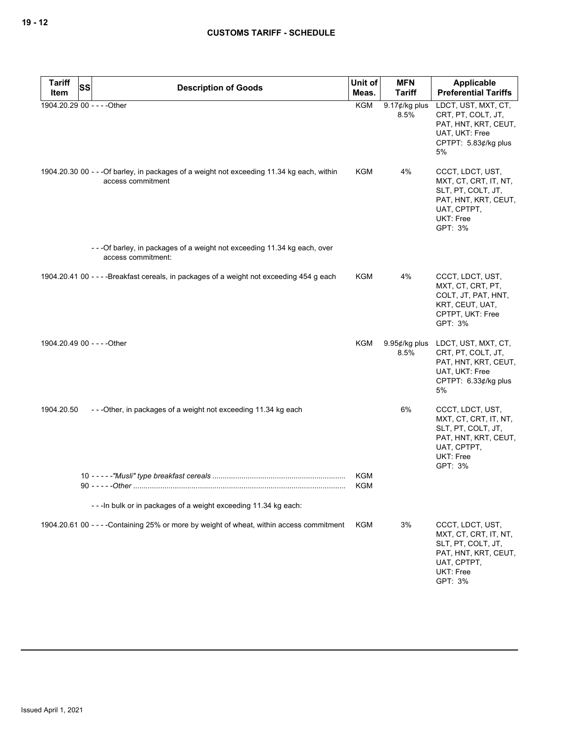| Tariff Item | SS | Description of Goods | Unit of Meas. | MFN Tariff | Applicable Preferential Tariffs |
|---|---|---|---|---|---|
| 1904.20.29 | 00 | - - - -Other | KGM | 9.17¢/kg plus 8.5% | LDCT, UST, MXT, CT, CRT, PT, COLT, JT, PAT, HNT, KRT, CEUT, UAT, UKT: Free<br>CPTPT: 5.83¢/kg plus 5% |
| 1904.20.30 | 00 | - - -Of barley, in packages of a weight not exceeding 11.34 kg each, within access commitment | KGM | 4% | CCCT, LDCT, UST, MXT, CT, CRT, IT, NT, SLT, PT, COLT, JT, PAT, HNT, KRT, CEUT, UAT, CPTPT, UKT: Free<br>GPT: 3% |
| | | - - -Of barley, in packages of a weight not exceeding 11.34 kg each, over access commitment: | | | |
| 1904.20.41 | 00 | - - - -Breakfast cereals, in packages of a weight not exceeding 454 g each | KGM | 4% | CCCT, LDCT, UST, MXT, CT, CRT, PT, COLT, JT, PAT, HNT, KRT, CEUT, UAT, CPTPT, UKT: Free<br>GPT: 3% |
| 1904.20.49 | 00 | - - - -Other | KGM | 9.95¢/kg plus 8.5% | LDCT, UST, MXT, CT, CRT, PT, COLT, JT, PAT, HNT, KRT, CEUT, UAT, UKT: Free<br>CPTPT: 6.33¢/kg plus 5% |
| 1904.20.50 | | - - -Other, in packages of a weight not exceeding 11.34 kg each | | 6% | CCCT, LDCT, UST, MXT, CT, CRT, IT, NT, SLT, PT, COLT, JT, PAT, HNT, KRT, CEUT, UAT, CPTPT, UKT: Free<br>GPT: 3% |
| | 10 | - - - - -*"Musli" type breakfast cereals* | KGM | | |
| | 90 | - - - - -*Other* | KGM | | |
| | | - - -In bulk or in packages of a weight exceeding 11.34 kg each: | | | |
| 1904.20.61 | 00 | - - - -Containing 25% or more by weight of wheat, within access commitment | KGM | 3% | CCCT, LDCT, UST, MXT, CT, CRT, IT, NT, SLT, PT, COLT, JT, PAT, HNT, KRT, CEUT, UAT, CPTPT, UKT: Free<br>GPT: 3% |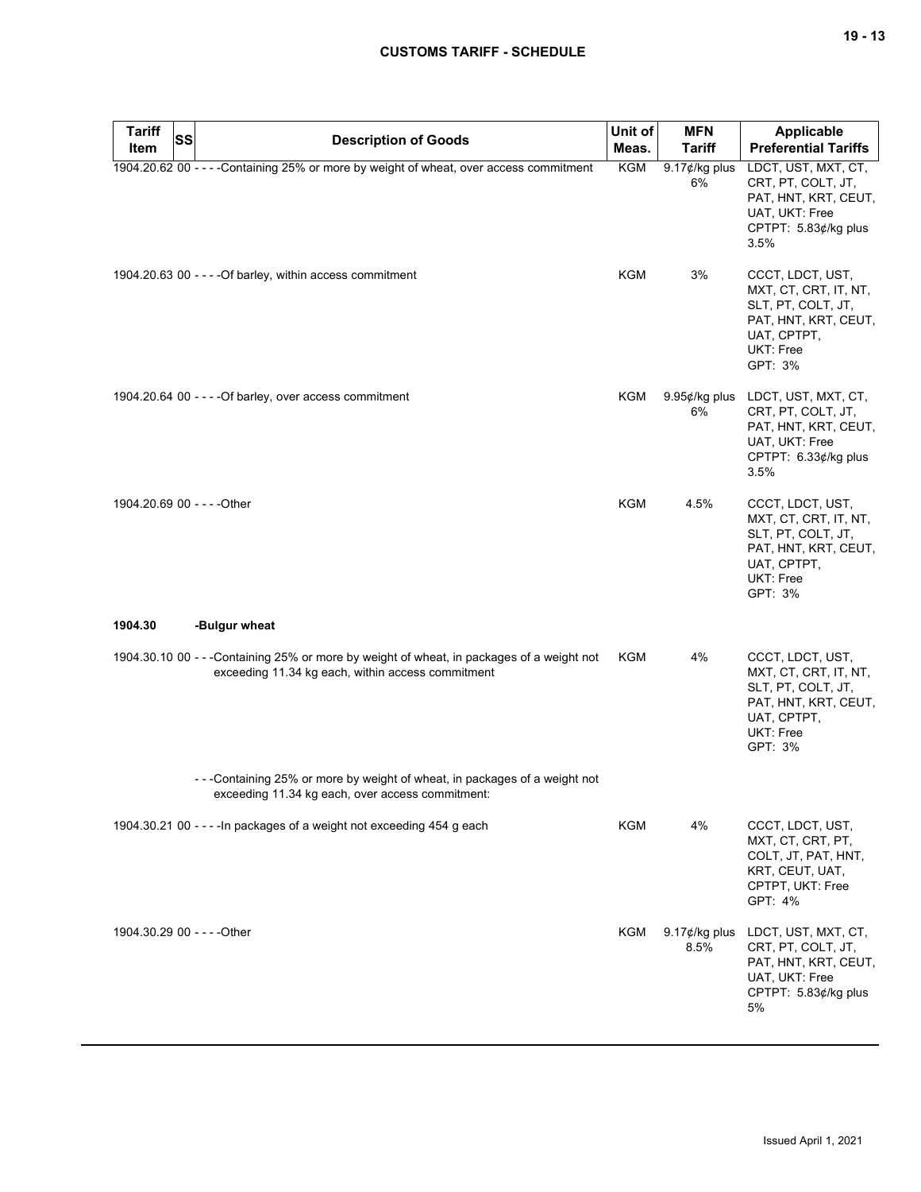| Tariff Item | SS | Description of Goods | Unit of Meas. | MFN Tariff | Applicable Preferential Tariffs |
|---|---|---|---|---|---|
| 1904.20.62 | 00 | - - - -Containing 25% or more by weight of wheat, over access commitment | KGM | 9.17¢/kg plus 6% | LDCT, UST, MXT, CT, CRT, PT, COLT, JT, PAT, HNT, KRT, CEUT, UAT, UKT: Free<br>CPTPT: 5.83¢/kg plus 3.5% |
| 1904.20.63 | 00 | - - - -Of barley, within access commitment | KGM | 3% | CCCT, LDCT, UST, MXT, CT, CRT, IT, NT, SLT, PT, COLT, JT, PAT, HNT, KRT, CEUT, UAT, CPTPT, UKT: Free<br>GPT: 3% |
| 1904.20.64 | 00 | - - - -Of barley, over access commitment | KGM | 9.95¢/kg plus 6% | LDCT, UST, MXT, CT, CRT, PT, COLT, JT, PAT, HNT, KRT, CEUT, UAT, UKT: Free<br>CPTPT: 6.33¢/kg plus 3.5% |
| 1904.20.69 | 00 | - - - -Other | KGM | 4.5% | CCCT, LDCT, UST, MXT, CT, CRT, IT, NT, SLT, PT, COLT, JT, PAT, HNT, KRT, CEUT, UAT, CPTPT, UKT: Free<br>GPT: 3% |
| **1904.30** | | **-Bulgur wheat** | | | |
| 1904.30.10 | 00 | - - -Containing 25% or more by weight of wheat, in packages of a weight not exceeding 11.34 kg each, within access commitment | KGM | 4% | CCCT, LDCT, UST, MXT, CT, CRT, IT, NT, SLT, PT, COLT, JT, PAT, HNT, KRT, CEUT, UAT, CPTPT, UKT: Free<br>GPT: 3% |
| | | - - -Containing 25% or more by weight of wheat, in packages of a weight not exceeding 11.34 kg each, over access commitment: | | | |
| 1904.30.21 | 00 | - - - -In packages of a weight not exceeding 454 g each | KGM | 4% | CCCT, LDCT, UST, MXT, CT, CRT, PT, COLT, JT, PAT, HNT, KRT, CEUT, UAT, CPTPT, UKT: Free<br>GPT: 4% |
| 1904.30.29 | 00 | - - - -Other | KGM | 9.17¢/kg plus 8.5% | LDCT, UST, MXT, CT, CRT, PT, COLT, JT, PAT, HNT, KRT, CEUT, UAT, UKT: Free<br>CPTPT: 5.83¢/kg plus 5% |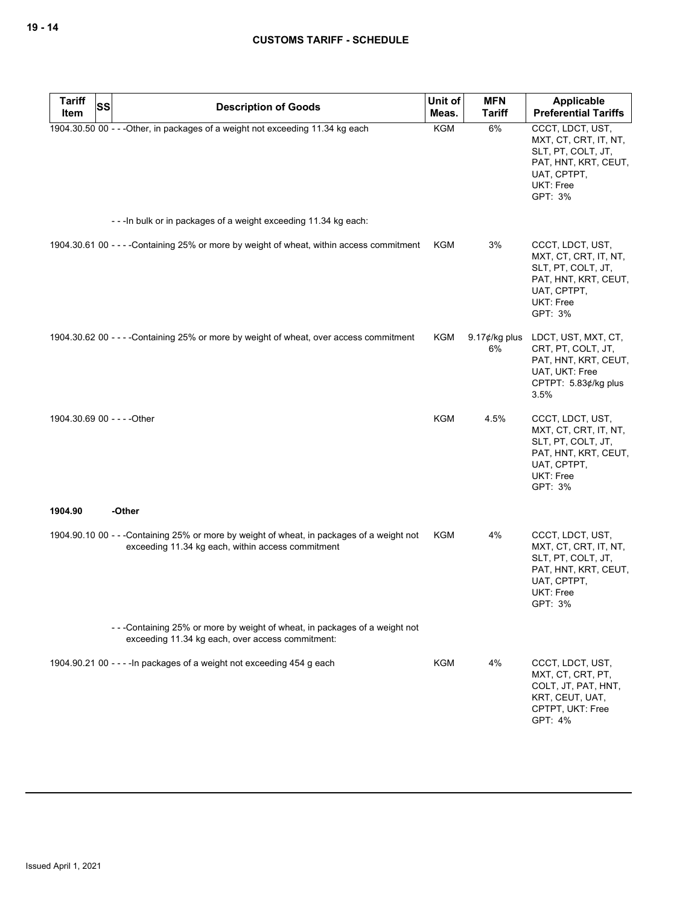| Tariff Item | SS | Description of Goods | Unit of Meas. | MFN Tariff | Applicable Preferential Tariffs |
|---|---|---|---|---|---|
| 1904.30.50 | 00 | - - -Other, in packages of a weight not exceeding 11.34 kg each | KGM | 6% | CCCT, LDCT, UST, MXT, CT, CRT, IT, NT, SLT, PT, COLT, JT, PAT, HNT, KRT, CEUT, UAT, CPTPT, UKT: Free<br>GPT: 3% |
| | | - - -In bulk or in packages of a weight exceeding 11.34 kg each: | | | |
| 1904.30.61 | 00 | - - - -Containing 25% or more by weight of wheat, within access commitment | KGM | 3% | CCCT, LDCT, UST, MXT, CT, CRT, IT, NT, SLT, PT, COLT, JT, PAT, HNT, KRT, CEUT, UAT, CPTPT, UKT: Free<br>GPT: 3% |
| 1904.30.62 | 00 | - - - -Containing 25% or more by weight of wheat, over access commitment | KGM | 9.17¢/kg plus 6% | LDCT, UST, MXT, CT, CRT, PT, COLT, JT, PAT, HNT, KRT, CEUT, UAT, UKT: Free<br>CPTPT: 5.83¢/kg plus 3.5% |
| 1904.30.69 | 00 | - - - -Other | KGM | 4.5% | CCCT, LDCT, UST, MXT, CT, CRT, IT, NT, SLT, PT, COLT, JT, PAT, HNT, KRT, CEUT, UAT, CPTPT, UKT: Free<br>GPT: 3% |
| **1904.90** | | **-Other** | | | |
| 1904.90.10 | 00 | - - -Containing 25% or more by weight of wheat, in packages of a weight not exceeding 11.34 kg each, within access commitment | KGM | 4% | CCCT, LDCT, UST, MXT, CT, CRT, IT, NT, SLT, PT, COLT, JT, PAT, HNT, KRT, CEUT, UAT, CPTPT, UKT: Free<br>GPT: 3% |
| | | - - -Containing 25% or more by weight of wheat, in packages of a weight not exceeding 11.34 kg each, over access commitment: | | | |
| 1904.90.21 | 00 | - - - -In packages of a weight not exceeding 454 g each | KGM | 4% | CCCT, LDCT, UST, MXT, CT, CRT, PT, COLT, JT, PAT, HNT, KRT, CEUT, UAT, CPTPT, UKT: Free<br>GPT: 4% |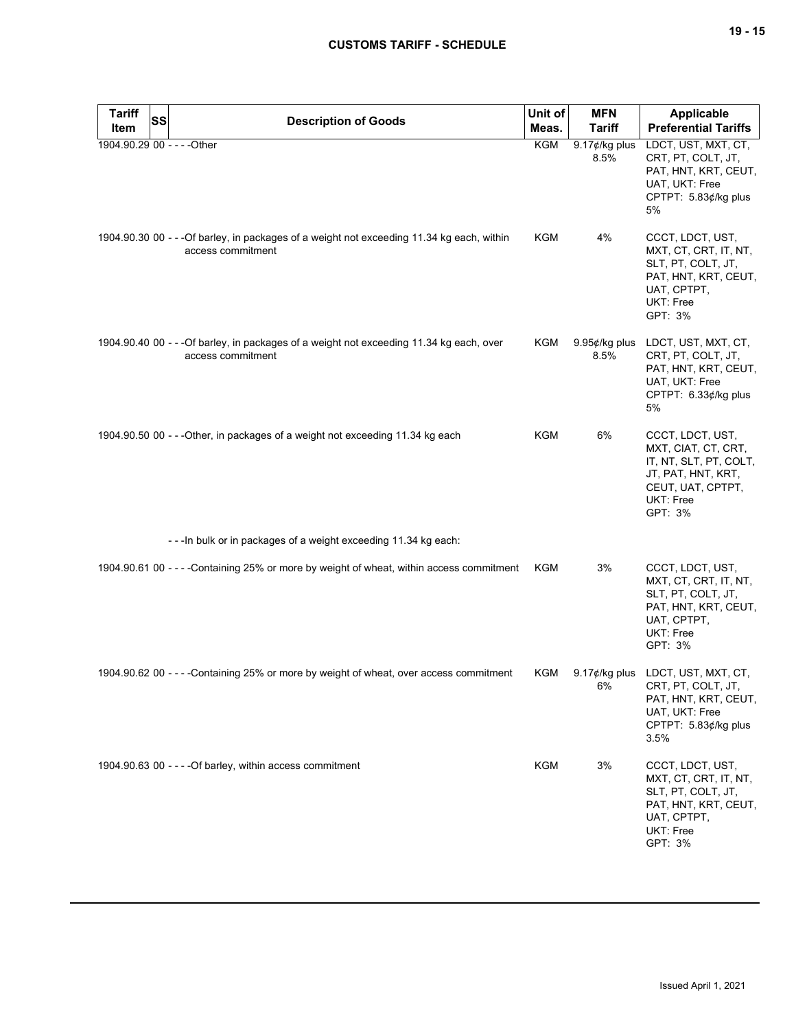| Tariff Item | SS | Description of Goods | Unit of Meas. | MFN Tariff | Applicable Preferential Tariffs |
|---|---|---|---|---|---|
| 1904.90.29 | 00 | - - - -Other | KGM | 9.17¢/kg plus 8.5% | LDCT, UST, MXT, CT, CRT, PT, COLT, JT, PAT, HNT, KRT, CEUT, UAT, UKT: Free<br>CPTPT: 5.83¢/kg plus 5% |
| 1904.90.30 | 00 | - - -Of barley, in packages of a weight not exceeding 11.34 kg each, within access commitment | KGM | 4% | CCCT, LDCT, UST, MXT, CT, CRT, IT, NT, SLT, PT, COLT, JT, PAT, HNT, KRT, CEUT, UAT, CPTPT, UKT: Free<br>GPT: 3% |
| 1904.90.40 | 00 | - - -Of barley, in packages of a weight not exceeding 11.34 kg each, over access commitment | KGM | 9.95¢/kg plus 8.5% | LDCT, UST, MXT, CT, CRT, PT, COLT, JT, PAT, HNT, KRT, CEUT, UAT, UKT: Free<br>CPTPT: 6.33¢/kg plus 5% |
| 1904.90.50 | 00 | - - -Other, in packages of a weight not exceeding 11.34 kg each | KGM | 6% | CCCT, LDCT, UST, MXT, CIAT, CT, CRT, IT, NT, SLT, PT, COLT, JT, PAT, HNT, KRT, CEUT, UAT, CPTPT, UKT: Free<br>GPT: 3% |
| | | - - -In bulk or in packages of a weight exceeding 11.34 kg each: | | | |
| 1904.90.61 | 00 | - - - -Containing 25% or more by weight of wheat, within access commitment | KGM | 3% | CCCT, LDCT, UST, MXT, CT, CRT, IT, NT, SLT, PT, COLT, JT, PAT, HNT, KRT, CEUT, UAT, CPTPT, UKT: Free<br>GPT: 3% |
| 1904.90.62 | 00 | - - - -Containing 25% or more by weight of wheat, over access commitment | KGM | 9.17¢/kg plus 6% | LDCT, UST, MXT, CT, CRT, PT, COLT, JT, PAT, HNT, KRT, CEUT, UAT, UKT: Free<br>CPTPT: 5.83¢/kg plus 3.5% |
| 1904.90.63 | 00 | - - - -Of barley, within access commitment | KGM | 3% | CCCT, LDCT, UST, MXT, CT, CRT, IT, NT, SLT, PT, COLT, JT, PAT, HNT, KRT, CEUT, UAT, CPTPT, UKT: Free<br>GPT: 3% |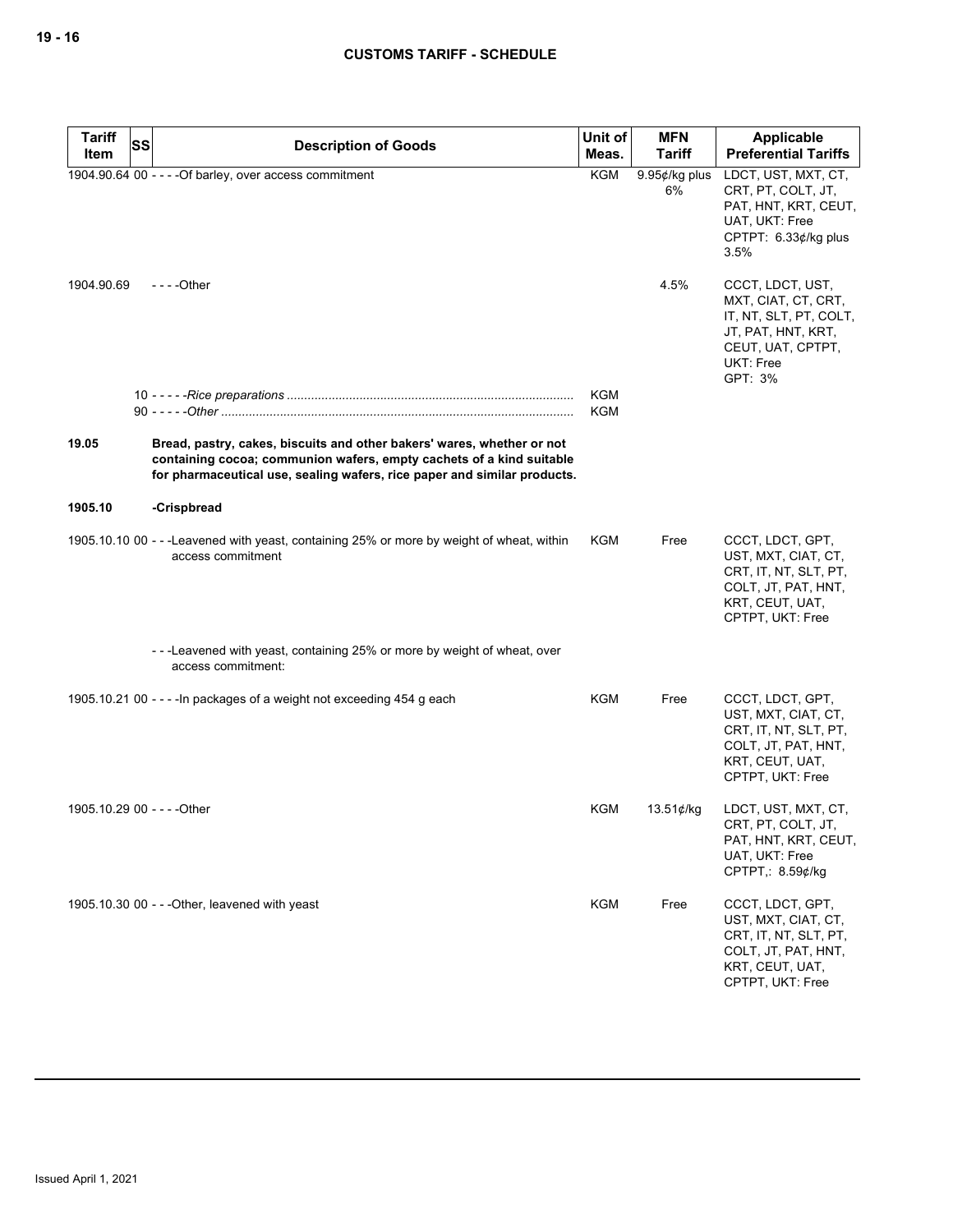| Tariff Item | SS | Description of Goods | Unit of Meas. | MFN Tariff | Applicable Preferential Tariffs |
|---|---|---|---|---|---|
| 1904.90.64 | 00 | - - - -Of barley, over access commitment | KGM | 9.95¢/kg plus 6% | LDCT, UST, MXT, CT, CRT, PT, COLT, JT, PAT, HNT, KRT, CEUT, UAT, UKT: Free<br>CPTPT: 6.33¢/kg plus 3.5% |
| 1904.90.69 | | - - - -Other | | 4.5% | CCCT, LDCT, UST, MXT, CIAT, CT, CRT, IT, NT, SLT, PT, COLT, JT, PAT, HNT, KRT, CEUT, UAT, CPTPT, UKT: Free<br>GPT: 3% |
| | 10 | - - - - -*Rice preparations* | KGM | | |
| | 90 | - - - - -*Other* | KGM | | |
| **19.05** | | **Bread, pastry, cakes, biscuits and other bakers' wares, whether or not containing cocoa; communion wafers, empty cachets of a kind suitable for pharmaceutical use, sealing wafers, rice paper and similar products.** | | | |
| **1905.10** | | **-Crispbread** | | | |
| 1905.10.10 | 00 | - - -Leavened with yeast, containing 25% or more by weight of wheat, within access commitment | KGM | Free | CCCT, LDCT, GPT, UST, MXT, CIAT, CT, CRT, IT, NT, SLT, PT, COLT, JT, PAT, HNT, KRT, CEUT, UAT, CPTPT, UKT: Free |
| | | - - -Leavened with yeast, containing 25% or more by weight of wheat, over access commitment: | | | |
| 1905.10.21 | 00 | - - - -In packages of a weight not exceeding 454 g each | KGM | Free | CCCT, LDCT, GPT, UST, MXT, CIAT, CT, CRT, IT, NT, SLT, PT, COLT, JT, PAT, HNT, KRT, CEUT, UAT, CPTPT, UKT: Free |
| 1905.10.29 | 00 | - - - -Other | KGM | 13.51¢/kg | LDCT, UST, MXT, CT, CRT, PT, COLT, JT, PAT, HNT, KRT, CEUT, UAT, UKT: Free<br>CPTPT,: 8.59¢/kg |
| 1905.10.30 | 00 | - - -Other, leavened with yeast | KGM | Free | CCCT, LDCT, GPT, UST, MXT, CIAT, CT, CRT, IT, NT, SLT, PT, COLT, JT, PAT, HNT, KRT, CEUT, UAT, CPTPT, UKT: Free |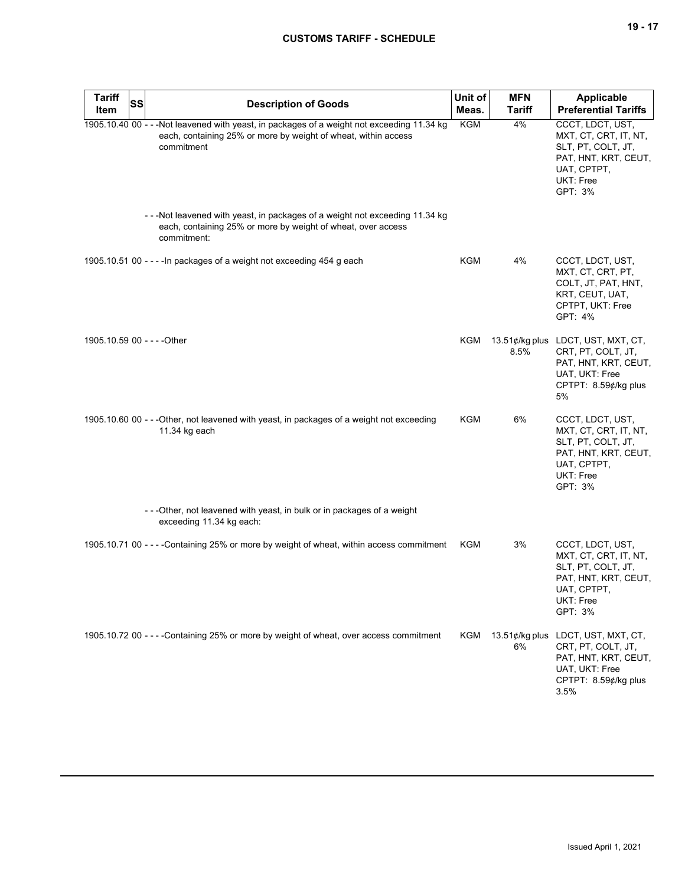| Tariff Item | SS | Description of Goods | Unit of Meas. | MFN Tariff | Applicable Preferential Tariffs |
|---|---|---|---|---|---|
| 1905.10.40 | 00 | - - -Not leavened with yeast, in packages of a weight not exceeding 11.34 kg each, containing 25% or more by weight of wheat, within access commitment | KGM | 4% | CCCT, LDCT, UST, MXT, CT, CRT, IT, NT, SLT, PT, COLT, JT, PAT, HNT, KRT, CEUT, UAT, CPTPT, UKT: Free<br>GPT: 3% |
| | | - - -Not leavened with yeast, in packages of a weight not exceeding 11.34 kg each, containing 25% or more by weight of wheat, over access commitment: | | | |
| 1905.10.51 | 00 | - - - -In packages of a weight not exceeding 454 g each | KGM | 4% | CCCT, LDCT, UST, MXT, CT, CRT, PT, COLT, JT, PAT, HNT, KRT, CEUT, UAT, CPTPT, UKT: Free<br>GPT: 4% |
| 1905.10.59 | 00 | - - - -Other | KGM | 13.51¢/kg plus 8.5% | LDCT, UST, MXT, CT, CRT, PT, COLT, JT, PAT, HNT, KRT, CEUT, UAT, UKT: Free<br>CPTPT: 8.59¢/kg plus 5% |
| 1905.10.60 | 00 | - - -Other, not leavened with yeast, in packages of a weight not exceeding 11.34 kg each | KGM | 6% | CCCT, LDCT, UST, MXT, CT, CRT, IT, NT, SLT, PT, COLT, JT, PAT, HNT, KRT, CEUT, UAT, CPTPT, UKT: Free<br>GPT: 3% |
| | | - - -Other, not leavened with yeast, in bulk or in packages of a weight exceeding 11.34 kg each: | | | |
| 1905.10.71 | 00 | - - - -Containing 25% or more by weight of wheat, within access commitment | KGM | 3% | CCCT, LDCT, UST, MXT, CT, CRT, IT, NT, SLT, PT, COLT, JT, PAT, HNT, KRT, CEUT, UAT, CPTPT, UKT: Free<br>GPT: 3% |
| 1905.10.72 | 00 | - - - -Containing 25% or more by weight of wheat, over access commitment | KGM | 13.51¢/kg plus 6% | LDCT, UST, MXT, CT, CRT, PT, COLT, JT, PAT, HNT, KRT, CEUT, UAT, UKT: Free<br>CPTPT: 8.59¢/kg plus 3.5% |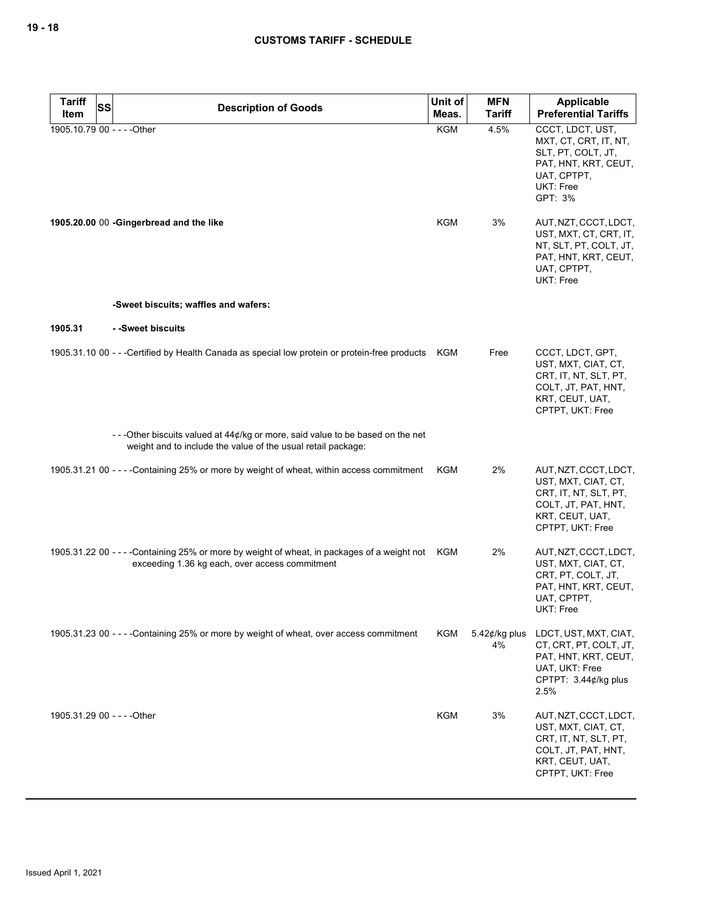| Tariff Item | SS | Description of Goods | Unit of Meas. | MFN Tariff | Applicable Preferential Tariffs |
|---|---|---|---|---|---|
| 1905.10.79 | 00 | - - - -Other | KGM | 4.5% | CCCT, LDCT, UST, MXT, CT, CRT, IT, NT, SLT, PT, COLT, JT, PAT, HNT, KRT, CEUT, UAT, CPTPT, UKT: Free<br>GPT: 3% |
| **1905.20.00** | 00 | **-Gingerbread and the like** | KGM | 3% | AUT, NZT, CCCT, LDCT, UST, MXT, CT, CRT, IT, NT, SLT, PT, COLT, JT, PAT, HNT, KRT, CEUT, UAT, CPTPT, UKT: Free |
| | | **-Sweet biscuits; waffles and wafers:** | | | |
| **1905.31** | | **- -Sweet biscuits** | | | |
| 1905.31.10 | 00 | - - -Certified by Health Canada as special low protein or protein-free products | KGM | Free | CCCT, LDCT, GPT, UST, MXT, CIAT, CT, CRT, IT, NT, SLT, PT, COLT, JT, PAT, HNT, KRT, CEUT, UAT, CPTPT, UKT: Free |
| | | - - -Other biscuits valued at 44¢/kg or more, said value to be based on the net weight and to include the value of the usual retail package: | | | |
| 1905.31.21 | 00 | - - - -Containing 25% or more by weight of wheat, within access commitment | KGM | 2% | AUT, NZT, CCCT, LDCT, UST, MXT, CIAT, CT, CRT, IT, NT, SLT, PT, COLT, JT, PAT, HNT, KRT, CEUT, UAT, CPTPT, UKT: Free |
| 1905.31.22 | 00 | - - - -Containing 25% or more by weight of wheat, in packages of a weight not exceeding 1.36 kg each, over access commitment | KGM | 2% | AUT, NZT, CCCT, LDCT, UST, MXT, CIAT, CT, CRT, PT, COLT, JT, PAT, HNT, KRT, CEUT, UAT, CPTPT, UKT: Free |
| 1905.31.23 | 00 | - - - -Containing 25% or more by weight of wheat, over access commitment | KGM | 5.42¢/kg plus 4% | LDCT, UST, MXT, CIAT, CT, CRT, PT, COLT, JT, PAT, HNT, KRT, CEUT, UAT, UKT: Free<br>CPTPT: 3.44¢/kg plus 2.5% |
| 1905.31.29 | 00 | - - - -Other | KGM | 3% | AUT, NZT, CCCT, LDCT, UST, MXT, CIAT, CT, CRT, IT, NT, SLT, PT, COLT, JT, PAT, HNT, KRT, CEUT, UAT, CPTPT, UKT: Free |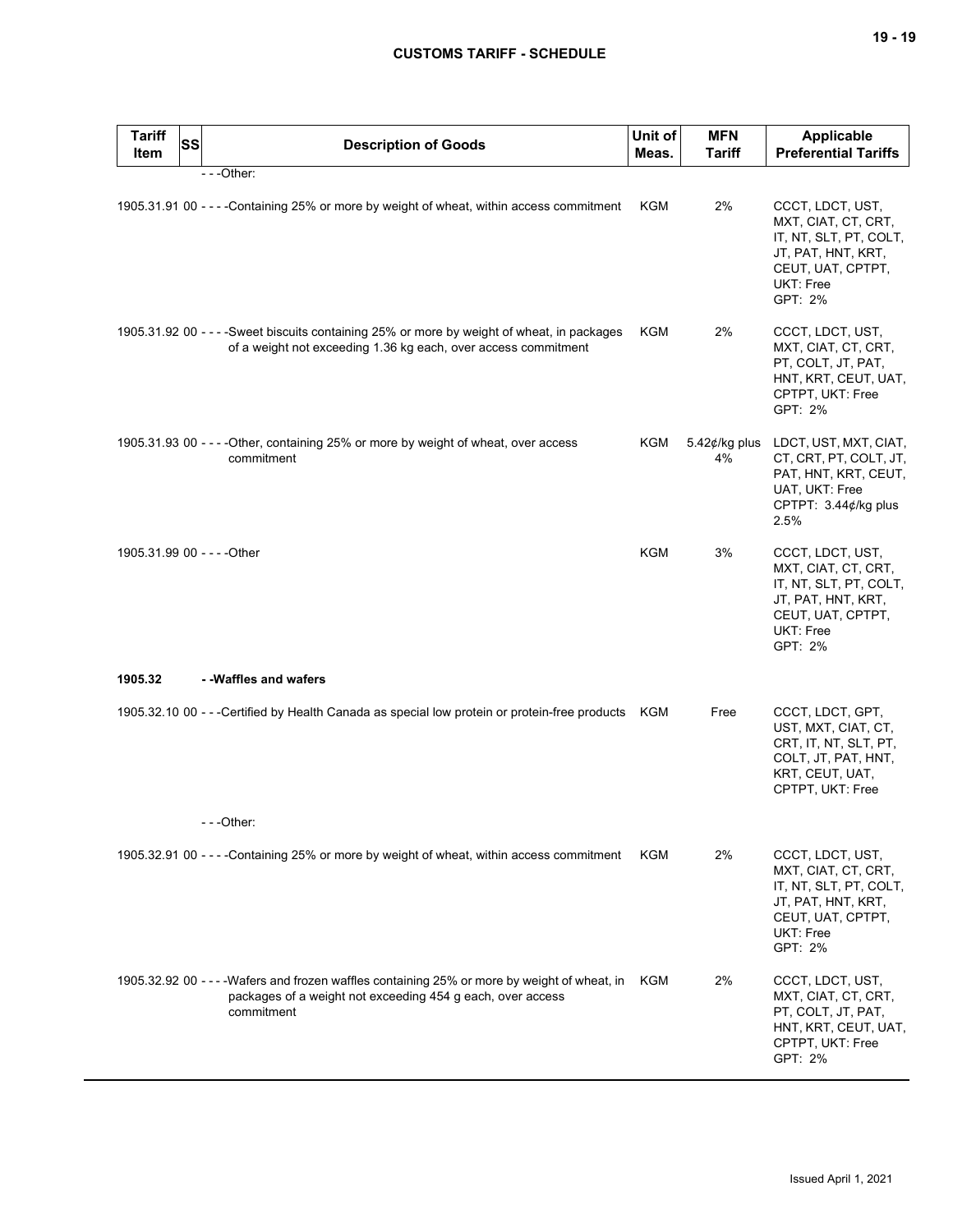| Tariff Item | SS | Description of Goods | Unit of Meas. | MFN Tariff | Applicable Preferential Tariffs |
|---|---|---|---|---|---|
| | | - - -Other: | | | |
| 1905.31.91 | 00 | - - - -Containing 25% or more by weight of wheat, within access commitment | KGM | 2% | CCCT, LDCT, UST, MXT, CIAT, CT, CRT, IT, NT, SLT, PT, COLT, JT, PAT, HNT, KRT, CEUT, UAT, CPTPT, UKT: Free<br>GPT: 2% |
| 1905.31.92 | 00 | - - - -Sweet biscuits containing 25% or more by weight of wheat, in packages of a weight not exceeding 1.36 kg each, over access commitment | KGM | 2% | CCCT, LDCT, UST, MXT, CIAT, CT, CRT, PT, COLT, JT, PAT, HNT, KRT, CEUT, UAT, CPTPT, UKT: Free<br>GPT: 2% |
| 1905.31.93 | 00 | - - - -Other, containing 25% or more by weight of wheat, over access commitment | KGM | 5.42¢/kg plus 4% | LDCT, UST, MXT, CIAT, CT, CRT, PT, COLT, JT, PAT, HNT, KRT, CEUT, UAT, UKT: Free<br>CPTPT: 3.44¢/kg plus 2.5% |
| 1905.31.99 | 00 | - - - -Other | KGM | 3% | CCCT, LDCT, UST, MXT, CIAT, CT, CRT, IT, NT, SLT, PT, COLT, JT, PAT, HNT, KRT, CEUT, UAT, CPTPT, UKT: Free<br>GPT: 2% |
| **1905.32** | | **- -Waffles and wafers** | | | |
| 1905.32.10 | 00 | - - -Certified by Health Canada as special low protein or protein-free products | KGM | Free | CCCT, LDCT, GPT, UST, MXT, CIAT, CT, CRT, IT, NT, SLT, PT, COLT, JT, PAT, HNT, KRT, CEUT, UAT, CPTPT, UKT: Free |
| | | - - -Other: | | | |
| 1905.32.91 | 00 | - - - -Containing 25% or more by weight of wheat, within access commitment | KGM | 2% | CCCT, LDCT, UST, MXT, CIAT, CT, CRT, IT, NT, SLT, PT, COLT, JT, PAT, HNT, KRT, CEUT, UAT, CPTPT, UKT: Free<br>GPT: 2% |
| 1905.32.92 | 00 | - - - -Wafers and frozen waffles containing 25% or more by weight of wheat, in packages of a weight not exceeding 454 g each, over access commitment | KGM | 2% | CCCT, LDCT, UST, MXT, CIAT, CT, CRT, PT, COLT, JT, PAT, HNT, KRT, CEUT, UAT, CPTPT, UKT: Free<br>GPT: 2% |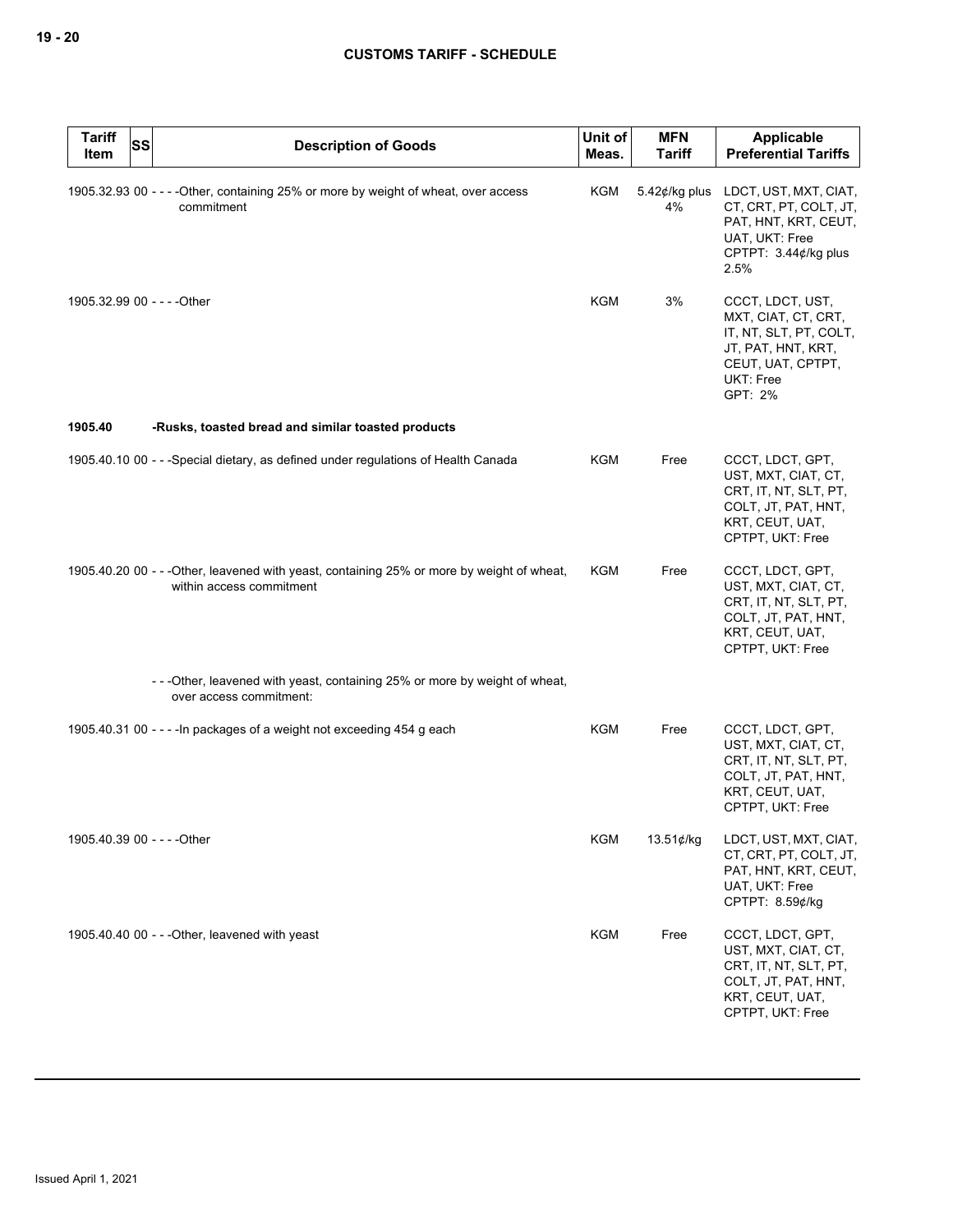| Tariff Item | SS | Description of Goods | Unit of Meas. | MFN Tariff | Applicable Preferential Tariffs |
|---|---|---|---|---|---|
| 1905.32.93 | 00 | - - - -Other, containing 25% or more by weight of wheat, over access commitment | KGM | 5.42¢/kg plus 4% | LDCT, UST, MXT, CIAT, CT, CRT, PT, COLT, JT, PAT, HNT, KRT, CEUT, UAT, UKT: Free<br>CPTPT: 3.44¢/kg plus 2.5% |
| 1905.32.99 | 00 | - - - -Other | KGM | 3% | CCCT, LDCT, UST, MXT, CIAT, CT, CRT, IT, NT, SLT, PT, COLT, JT, PAT, HNT, KRT, CEUT, UAT, CPTPT, UKT: Free<br>GPT: 2% |
| 1905.40 | | -Rusks, toasted bread and similar toasted products | | | |
| 1905.40.10 | 00 | - - -Special dietary, as defined under regulations of Health Canada | KGM | Free | CCCT, LDCT, GPT, UST, MXT, CIAT, CT, CRT, IT, NT, SLT, PT, COLT, JT, PAT, HNT, KRT, CEUT, UAT, CPTPT, UKT: Free |
| 1905.40.20 | 00 | - - -Other, leavened with yeast, containing 25% or more by weight of wheat, within access commitment | KGM | Free | CCCT, LDCT, GPT, UST, MXT, CIAT, CT, CRT, IT, NT, SLT, PT, COLT, JT, PAT, HNT, KRT, CEUT, UAT, CPTPT, UKT: Free |
| | | - - -Other, leavened with yeast, containing 25% or more by weight of wheat, over access commitment: | | | |
| 1905.40.31 | 00 | - - - -In packages of a weight not exceeding 454 g each | KGM | Free | CCCT, LDCT, GPT, UST, MXT, CIAT, CT, CRT, IT, NT, SLT, PT, COLT, JT, PAT, HNT, KRT, CEUT, UAT, CPTPT, UKT: Free |
| 1905.40.39 | 00 | - - - -Other | KGM | 13.51¢/kg | LDCT, UST, MXT, CIAT, CT, CRT, PT, COLT, JT, PAT, HNT, KRT, CEUT, UAT, UKT: Free<br>CPTPT: 8.59¢/kg |
| 1905.40.40 | 00 | - - -Other, leavened with yeast | KGM | Free | CCCT, LDCT, GPT, UST, MXT, CIAT, CT, CRT, IT, NT, SLT, PT, COLT, JT, PAT, HNT, KRT, CEUT, UAT, CPTPT, UKT: Free |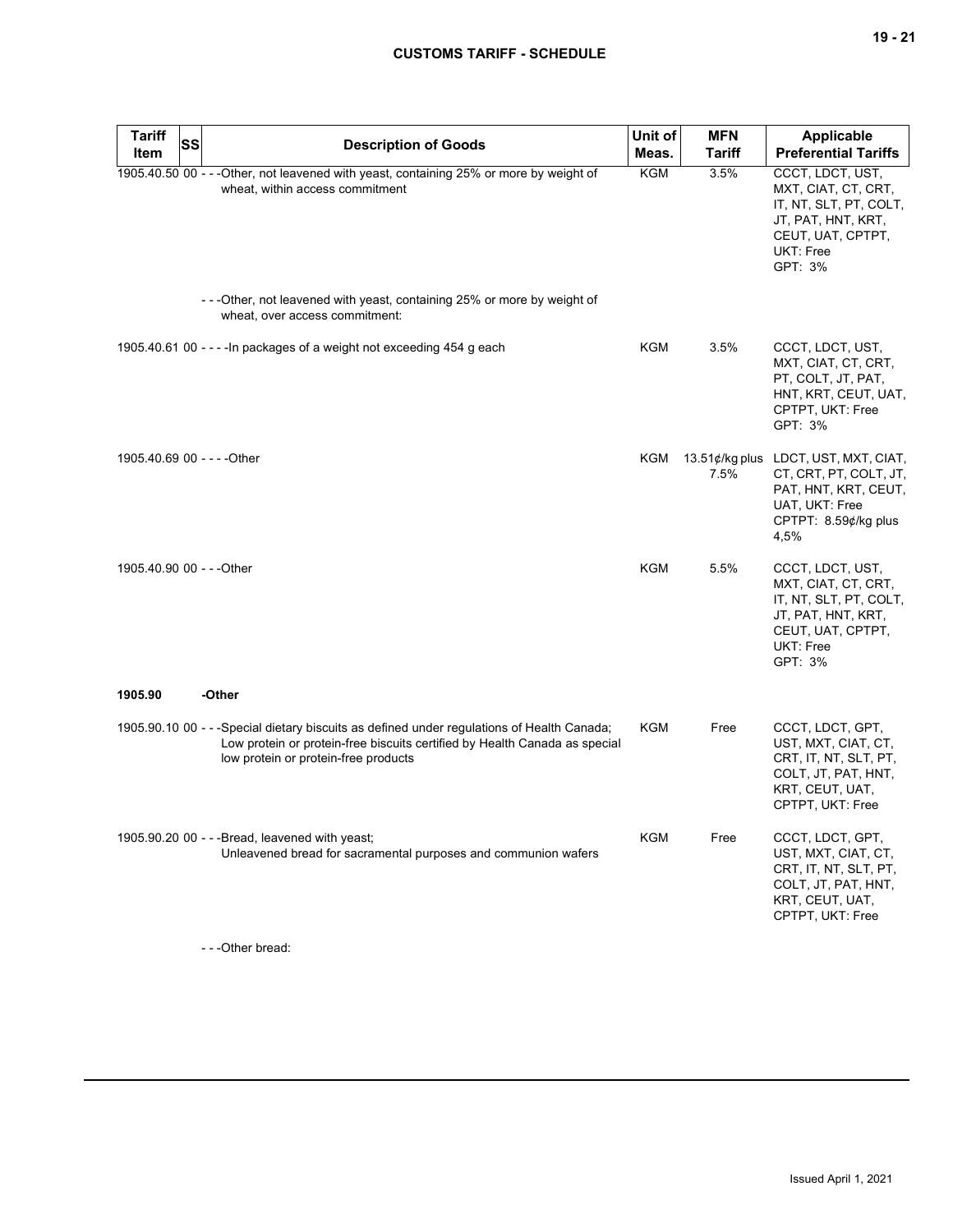| Tariff Item | SS | Description of Goods | Unit of Meas. | MFN Tariff | Applicable Preferential Tariffs |
|---|---|---|---|---|---|
| 1905.40.50 | 00 | - - -Other, not leavened with yeast, containing 25% or more by weight of wheat, within access commitment | KGM | 3.5% | CCCT, LDCT, UST, MXT, CIAT, CT, CRT, IT, NT, SLT, PT, COLT, JT, PAT, HNT, KRT, CEUT, UAT, CPTPT, UKT: Free<br>GPT: 3% |
| | | - - -Other, not leavened with yeast, containing 25% or more by weight of wheat, over access commitment: | | | |
| 1905.40.61 | 00 | - - - -In packages of a weight not exceeding 454 g each | KGM | 3.5% | CCCT, LDCT, UST, MXT, CIAT, CT, CRT, PT, COLT, JT, PAT, HNT, KRT, CEUT, UAT, CPTPT, UKT: Free<br>GPT: 3% |
| 1905.40.69 | 00 | - - - -Other | KGM | 13.51¢/kg plus 7.5% | LDCT, UST, MXT, CIAT, CT, CRT, PT, COLT, JT, PAT, HNT, KRT, CEUT, UAT, UKT: Free<br>CPTPT: 8.59¢/kg plus 4,5% |
| 1905.40.90 | 00 | - - -Other | KGM | 5.5% | CCCT, LDCT, UST, MXT, CIAT, CT, CRT, IT, NT, SLT, PT, COLT, JT, PAT, HNT, KRT, CEUT, UAT, CPTPT, UKT: Free<br>GPT: 3% |
| **1905.90** | | **-Other** | | | |
| 1905.90.10 | 00 | - - -Special dietary biscuits as defined under regulations of Health Canada; Low protein or protein-free biscuits certified by Health Canada as special low protein or protein-free products | KGM | Free | CCCT, LDCT, GPT, UST, MXT, CIAT, CT, CRT, IT, NT, SLT, PT, COLT, JT, PAT, HNT, KRT, CEUT, UAT, CPTPT, UKT: Free |
| 1905.90.20 | 00 | - - -Bread, leavened with yeast;<br>Unleavened bread for sacramental purposes and communion wafers | KGM | Free | CCCT, LDCT, GPT, UST, MXT, CIAT, CT, CRT, IT, NT, SLT, PT, COLT, JT, PAT, HNT, KRT, CEUT, UAT, CPTPT, UKT: Free |
| | | - - -Other bread: | | | |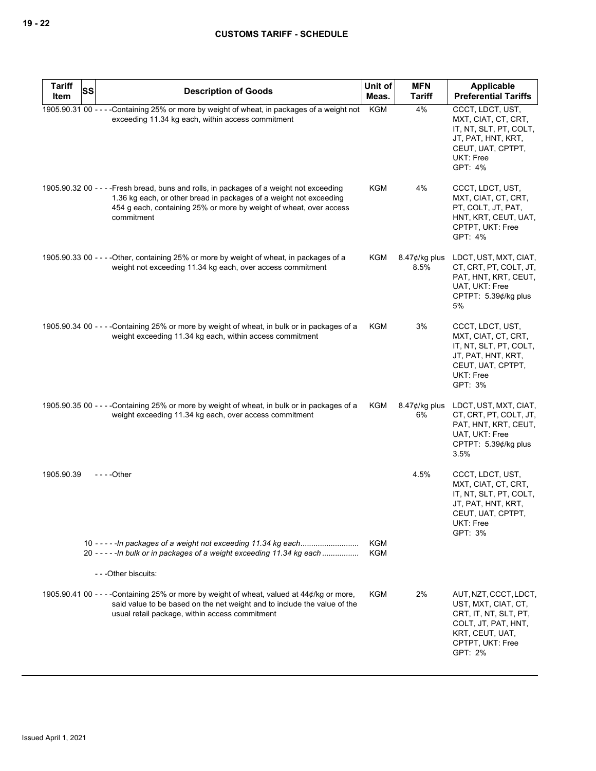| Tariff Item | SS | Description of Goods | Unit of Meas. | MFN Tariff | Applicable Preferential Tariffs |
|---|---|---|---|---|---|
| 1905.90.31 | 00 | - - - -Containing 25% or more by weight of wheat, in packages of a weight not exceeding 11.34 kg each, within access commitment | KGM | 4% | CCCT, LDCT, UST, MXT, CIAT, CT, CRT, IT, NT, SLT, PT, COLT, JT, PAT, HNT, KRT, CEUT, UAT, CPTPT, UKT: Free<br>GPT: 4% |
| 1905.90.32 | 00 | - - - -Fresh bread, buns and rolls, in packages of a weight not exceeding 1.36 kg each, or other bread in packages of a weight not exceeding 454 g each, containing 25% or more by weight of wheat, over access commitment | KGM | 4% | CCCT, LDCT, UST, MXT, CIAT, CT, CRT, PT, COLT, JT, PAT, HNT, KRT, CEUT, UAT, CPTPT, UKT: Free<br>GPT: 4% |
| 1905.90.33 | 00 | - - - -Other, containing 25% or more by weight of wheat, in packages of a weight not exceeding 11.34 kg each, over access commitment | KGM | 8.47¢/kg plus 8.5% | LDCT, UST, MXT, CIAT, CT, CRT, PT, COLT, JT, PAT, HNT, KRT, CEUT, UAT, UKT: Free<br>CPTPT: 5.39¢/kg plus 5% |
| 1905.90.34 | 00 | - - - -Containing 25% or more by weight of wheat, in bulk or in packages of a weight exceeding 11.34 kg each, within access commitment | KGM | 3% | CCCT, LDCT, UST, MXT, CIAT, CT, CRT, IT, NT, SLT, PT, COLT, JT, PAT, HNT, KRT, CEUT, UAT, CPTPT, UKT: Free<br>GPT: 3% |
| 1905.90.35 | 00 | - - - -Containing 25% or more by weight of wheat, in bulk or in packages of a weight exceeding 11.34 kg each, over access commitment | KGM | 8.47¢/kg plus 6% | LDCT, UST, MXT, CIAT, CT, CRT, PT, COLT, JT, PAT, HNT, KRT, CEUT, UAT, UKT: Free<br>CPTPT: 5.39¢/kg plus 3.5% |
| 1905.90.39 | | - - - -Other | | 4.5% | CCCT, LDCT, UST, MXT, CIAT, CT, CRT, IT, NT, SLT, PT, COLT, JT, PAT, HNT, KRT, CEUT, UAT, CPTPT, UKT: Free<br>GPT: 3% |
| | 10 | - - - - -*In packages of a weight not exceeding 11.34 kg each* | KGM | | |
| | 20 | - - - - -*In bulk or in packages of a weight exceeding 11.34 kg each* | KGM | | |
| | | - - -Other biscuits: | | | |
| 1905.90.41 | 00 | - - - -Containing 25% or more by weight of wheat, valued at 44¢/kg or more, said value to be based on the net weight and to include the value of the usual retail package, within access commitment | KGM | 2% | AUT, NZT, CCCT, LDCT, UST, MXT, CIAT, CT, CRT, IT, NT, SLT, PT, COLT, JT, PAT, HNT, KRT, CEUT, UAT, CPTPT, UKT: Free<br>GPT: 2% |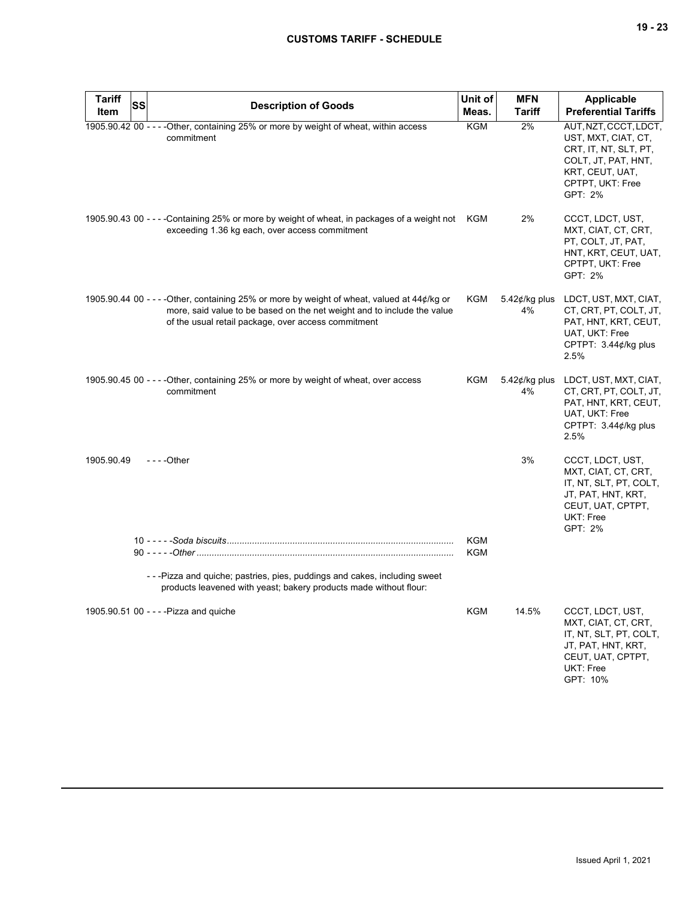| Tariff Item | SS | Description of Goods | Unit of Meas. | MFN Tariff | Applicable Preferential Tariffs |
|---|---|---|---|---|---|
| 1905.90.42 | 00 | - - - -Other, containing 25% or more by weight of wheat, within access commitment | KGM | 2% | AUT, NZT, CCCT, LDCT, UST, MXT, CIAT, CT, CRT, IT, NT, SLT, PT, COLT, JT, PAT, HNT, KRT, CEUT, UAT, CPTPT, UKT: Free<br>GPT: 2% |
| 1905.90.43 | 00 | - - - -Containing 25% or more by weight of wheat, in packages of a weight not exceeding 1.36 kg each, over access commitment | KGM | 2% | CCCT, LDCT, UST, MXT, CIAT, CT, CRT, PT, COLT, JT, PAT, HNT, KRT, CEUT, UAT, CPTPT, UKT: Free<br>GPT: 2% |
| 1905.90.44 | 00 | - - - -Other, containing 25% or more by weight of wheat, valued at 44¢/kg or more, said value to be based on the net weight and to include the value of the usual retail package, over access commitment | KGM | 5.42¢/kg plus 4% | LDCT, UST, MXT, CIAT, CT, CRT, PT, COLT, JT, PAT, HNT, KRT, CEUT, UAT, UKT: Free<br>CPTPT: 3.44¢/kg plus 2.5% |
| 1905.90.45 | 00 | - - - -Other, containing 25% or more by weight of wheat, over access commitment | KGM | 5.42¢/kg plus 4% | LDCT, UST, MXT, CIAT, CT, CRT, PT, COLT, JT, PAT, HNT, KRT, CEUT, UAT, UKT: Free<br>CPTPT: 3.44¢/kg plus 2.5% |
| 1905.90.49 | | - - - -Other | | 3% | CCCT, LDCT, UST, MXT, CIAT, CT, CRT, IT, NT, SLT, PT, COLT, JT, PAT, HNT, KRT, CEUT, UAT, CPTPT, UKT: Free<br>GPT: 2% |
| | 10 | - - - - -*Soda biscuits* | KGM | | |
| | 90 | - - - - -*Other* | KGM | | |
| | | - - -Pizza and quiche; pastries, pies, puddings and cakes, including sweet products leavened with yeast; bakery products made without flour: | | | |
| 1905.90.51 | 00 | - - - -Pizza and quiche | KGM | 14.5% | CCCT, LDCT, UST, MXT, CIAT, CT, CRT, IT, NT, SLT, PT, COLT, JT, PAT, HNT, KRT, CEUT, UAT, CPTPT, UKT: Free<br>GPT: 10% |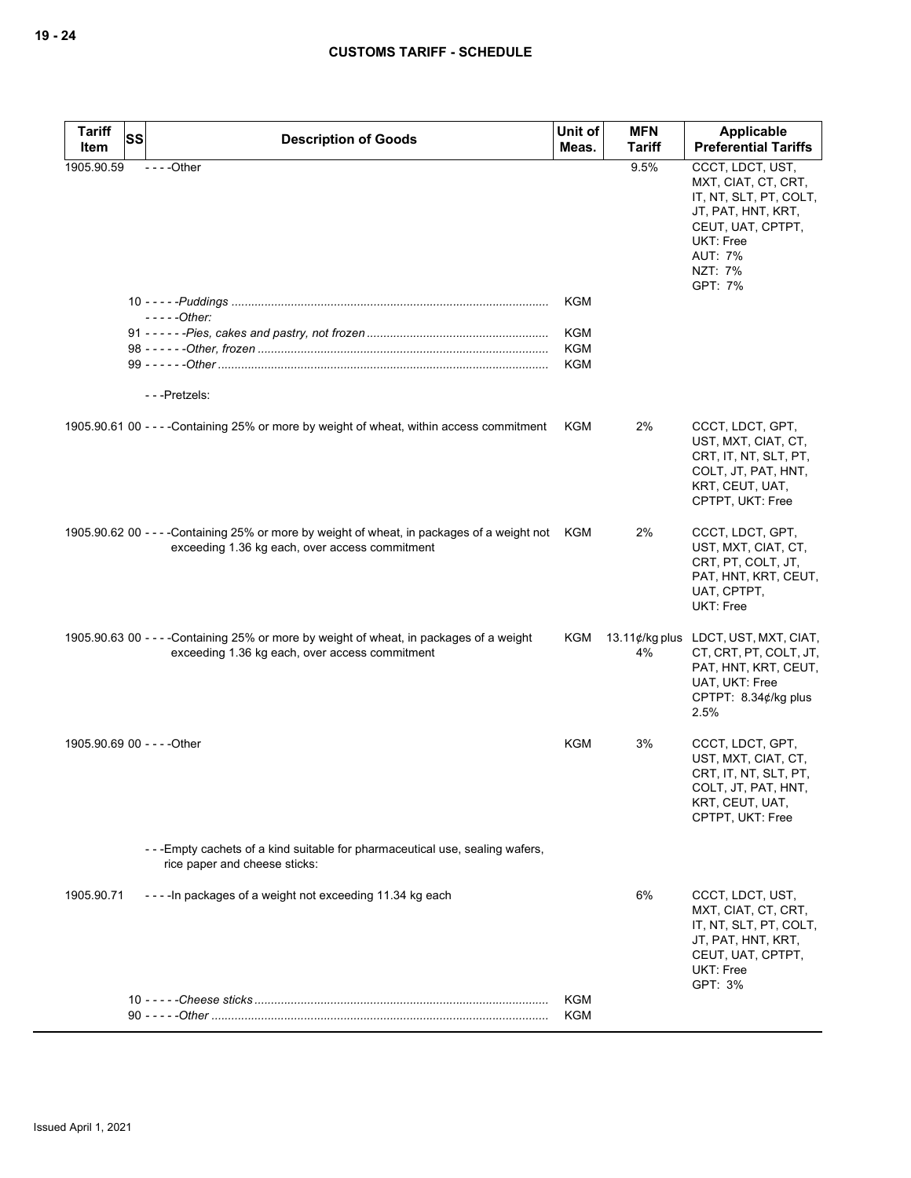| Tariff Item | SS | Description of Goods | Unit of Meas. | MFN Tariff | Applicable Preferential Tariffs |
|---|---|---|---|---|---|
| 1905.90.59 | | - - - -Other | | 9.5% | CCCT, LDCT, UST, MXT, CIAT, CT, CRT, IT, NT, SLT, PT, COLT, JT, PAT, HNT, KRT, CEUT, UAT, CPTPT, UKT: Free<br>AUT: 7%<br>NZT: 7%<br>GPT: 7% |
| | 10 | - - - - -*Puddings* | KGM | | |
| | | - - - - -*Other:* | | | |
| | 91 | - - - - - -*Pies, cakes and pastry, not frozen* | KGM | | |
| | 98 | - - - - - -*Other, frozen* | KGM | | |
| | 99 | - - - - - -*Other* | KGM | | |
| | | - - -Pretzels: | | | |
| 1905.90.61 | 00 | - - - -Containing 25% or more by weight of wheat, within access commitment | KGM | 2% | CCCT, LDCT, GPT, UST, MXT, CIAT, CT, CRT, IT, NT, SLT, PT, COLT, JT, PAT, HNT, KRT, CEUT, UAT, CPTPT, UKT: Free |
| 1905.90.62 | 00 | - - - -Containing 25% or more by weight of wheat, in packages of a weight not exceeding 1.36 kg each, over access commitment | KGM | 2% | CCCT, LDCT, GPT, UST, MXT, CIAT, CT, CRT, PT, COLT, JT, PAT, HNT, KRT, CEUT, UAT, CPTPT, UKT: Free |
| 1905.90.63 | 00 | - - - -Containing 25% or more by weight of wheat, in packages of a weight exceeding 1.36 kg each, over access commitment | KGM | 13.11¢/kg plus 4% | LDCT, UST, MXT, CIAT, CT, CRT, PT, COLT, JT, PAT, HNT, KRT, CEUT, UAT, UKT: Free<br>CPTPT: 8.34¢/kg plus 2.5% |
| 1905.90.69 | 00 | - - - -Other | KGM | 3% | CCCT, LDCT, GPT, UST, MXT, CIAT, CT, CRT, IT, NT, SLT, PT, COLT, JT, PAT, HNT, KRT, CEUT, UAT, CPTPT, UKT: Free |
| | | - - -Empty cachets of a kind suitable for pharmaceutical use, sealing wafers, rice paper and cheese sticks: | | | |
| 1905.90.71 | | - - - -In packages of a weight not exceeding 11.34 kg each | | 6% | CCCT, LDCT, UST, MXT, CIAT, CT, CRT, IT, NT, SLT, PT, COLT, JT, PAT, HNT, KRT, CEUT, UAT, CPTPT, UKT: Free<br>GPT: 3% |
| | 10 | - - - - -*Cheese sticks* | KGM | | |
| | 90 | - - - - -*Other* | KGM | | |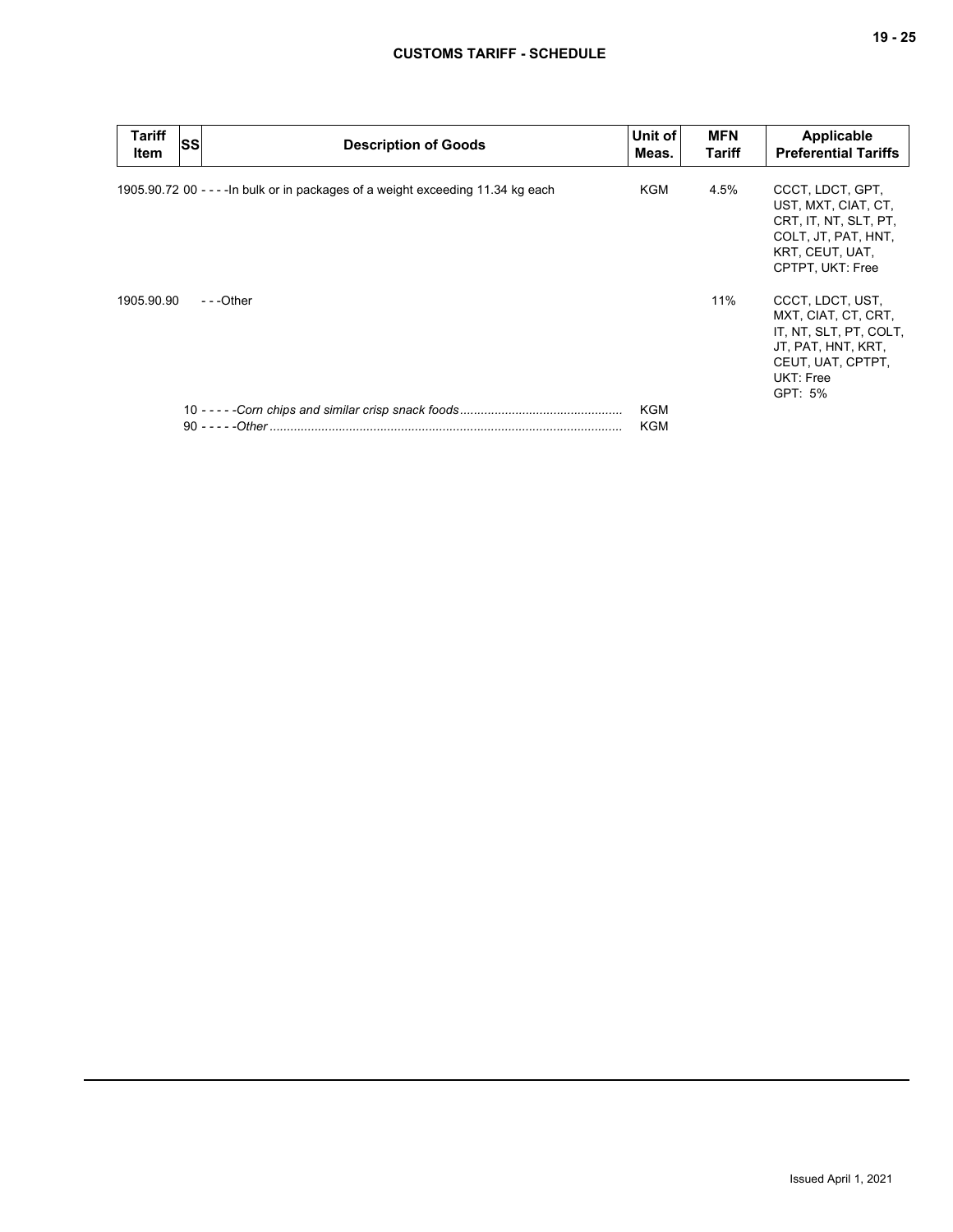| Tariff Item | SS | Description of Goods | Unit of Meas. | MFN Tariff | Applicable Preferential Tariffs |
|---|---|---|---|---|---|
| 1905.90.72 | 00 | - - - -In bulk or in packages of a weight exceeding 11.34 kg each | KGM | 4.5% | CCCT, LDCT, GPT, UST, MXT, CIAT, CT, CRT, IT, NT, SLT, PT, COLT, JT, PAT, HNT, KRT, CEUT, UAT, CPTPT, UKT: Free |
| 1905.90.90 | | - - -Other | | 11% | CCCT, LDCT, UST, MXT, CIAT, CT, CRT, IT, NT, SLT, PT, COLT, JT, PAT, HNT, KRT, CEUT, UAT, CPTPT, UKT: Free<br>GPT: 5% |
| | 10 | - - - - -*Corn chips and similar crisp snack foods* | KGM | | |
| | 90 | - - - - -*Other* | KGM | | |